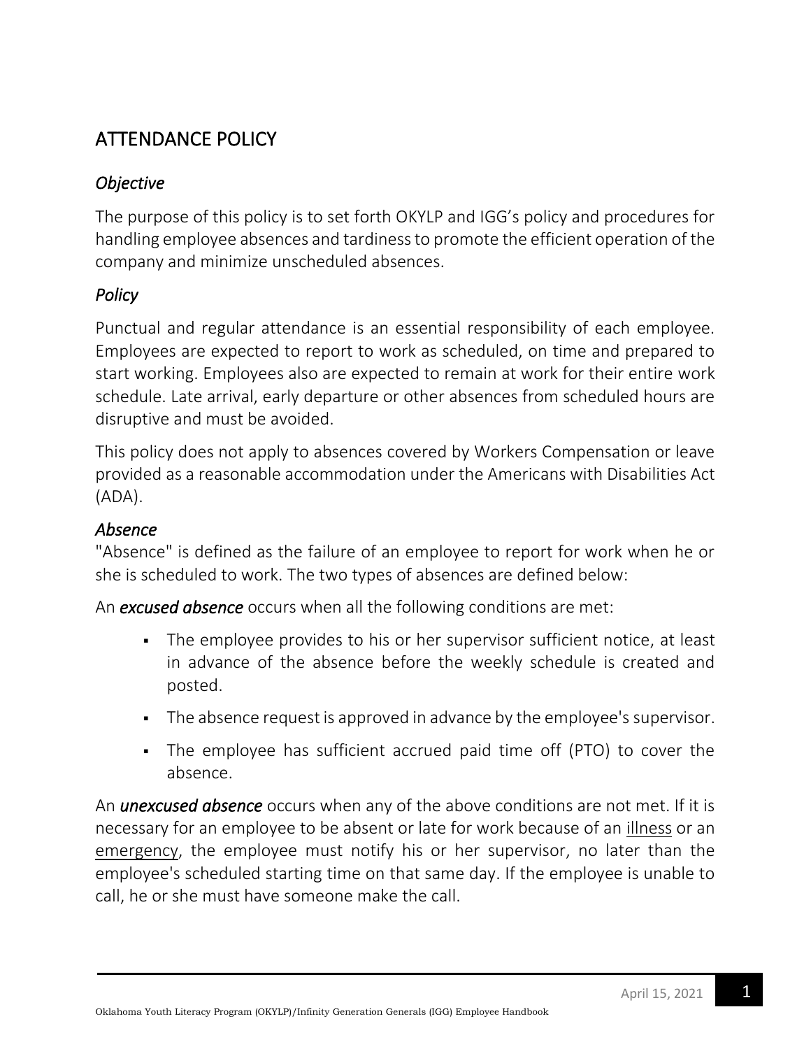## ATTENDANCE POLICY

### *Objective*

The purpose of this policy is to set forth OKYLP and IGG's policy and procedures for handling employee absences and tardiness to promote the efficient operation of the company and minimize unscheduled absences.

### *Policy*

Punctual and regular attendance is an essential responsibility of each employee. Employees are expected to report to work as scheduled, on time and prepared to start working. Employees also are expected to remain at work for their entire work schedule. Late arrival, early departure or other absences from scheduled hours are disruptive and must be avoided.

This policy does not apply to absences covered by Workers Compensation or leave provided as a reasonable accommodation under the Americans with Disabilities Act (ADA).

### *Absence*

"Absence" is defined as the failure of an employee to report for work when he or she is scheduled to work. The two types of absences are defined below:

An ***excused absence*** occurs when all the following conditions are met:

- The employee provides to his or her supervisor sufficient notice, at least in advance of the absence before the weekly schedule is created and posted.
- The absence request is approved in advance by the employee's supervisor.
- The employee has sufficient accrued paid time off (PTO) to cover the absence.

An ***unexcused absence*** occurs when any of the above conditions are not met. If it is necessary for an employee to be absent or late for work because of an illness or an emergency, the employee must notify his or her supervisor, no later than the employee's scheduled starting time on that same day. If the employee is unable to call, he or she must have someone make the call.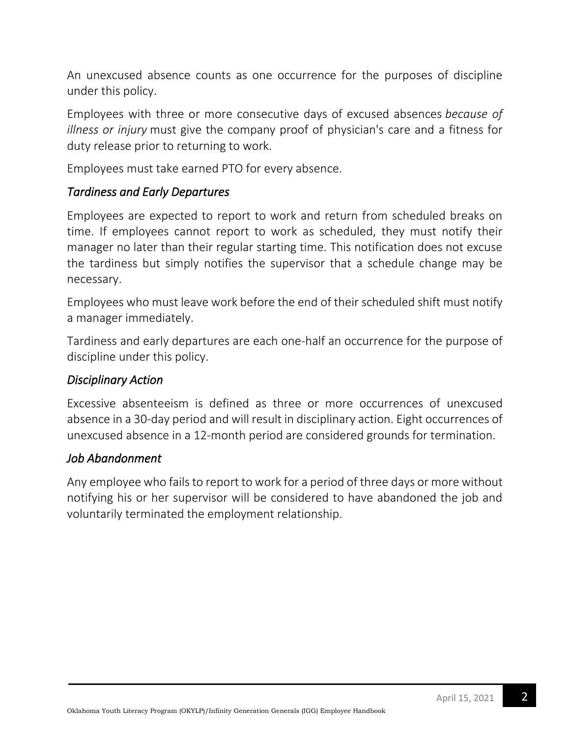An unexcused absence counts as one occurrence for the purposes of discipline under this policy.

Employees with three or more consecutive days of excused absences *because of illness or injury* must give the company proof of physician's care and a fitness for duty release prior to returning to work.

Employees must take earned PTO for every absence.

### *Tardiness and Early Departures*

Employees are expected to report to work and return from scheduled breaks on time. If employees cannot report to work as scheduled, they must notify their manager no later than their regular starting time. This notification does not excuse the tardiness but simply notifies the supervisor that a schedule change may be necessary.

Employees who must leave work before the end of their scheduled shift must notify a manager immediately.

Tardiness and early departures are each one-half an occurrence for the purpose of discipline under this policy.

### *Disciplinary Action*

Excessive absenteeism is defined as three or more occurrences of unexcused absence in a 30-day period and will result in disciplinary action. Eight occurrences of unexcused absence in a 12-month period are considered grounds for termination.

### *Job Abandonment*

Any employee who fails to report to work for a period of three days or more without notifying his or her supervisor will be considered to have abandoned the job and voluntarily terminated the employment relationship.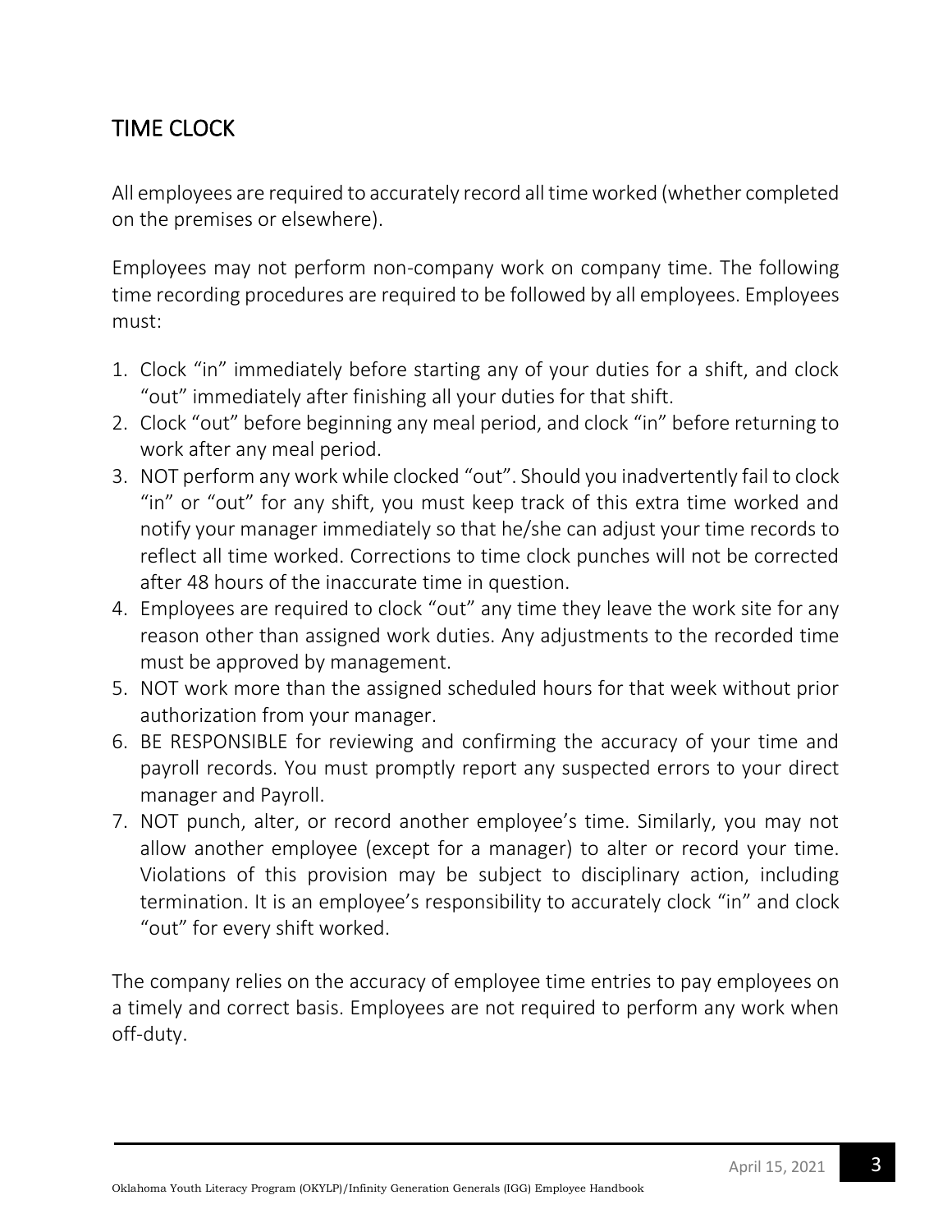## TIME CLOCK

All employees are required to accurately record all time worked (whether completed on the premises or elsewhere).

Employees may not perform non-company work on company time. The following time recording procedures are required to be followed by all employees. Employees must:

1. Clock "in" immediately before starting any of your duties for a shift, and clock "out" immediately after finishing all your duties for that shift.
2. Clock "out" before beginning any meal period, and clock "in" before returning to work after any meal period.
3. NOT perform any work while clocked "out". Should you inadvertently fail to clock "in" or "out" for any shift, you must keep track of this extra time worked and notify your manager immediately so that he/she can adjust your time records to reflect all time worked. Corrections to time clock punches will not be corrected after 48 hours of the inaccurate time in question.
4. Employees are required to clock "out" any time they leave the work site for any reason other than assigned work duties. Any adjustments to the recorded time must be approved by management.
5. NOT work more than the assigned scheduled hours for that week without prior authorization from your manager.
6. BE RESPONSIBLE for reviewing and confirming the accuracy of your time and payroll records. You must promptly report any suspected errors to your direct manager and Payroll.
7. NOT punch, alter, or record another employee's time. Similarly, you may not allow another employee (except for a manager) to alter or record your time. Violations of this provision may be subject to disciplinary action, including termination. It is an employee's responsibility to accurately clock "in" and clock "out" for every shift worked.

The company relies on the accuracy of employee time entries to pay employees on a timely and correct basis. Employees are not required to perform any work when off-duty.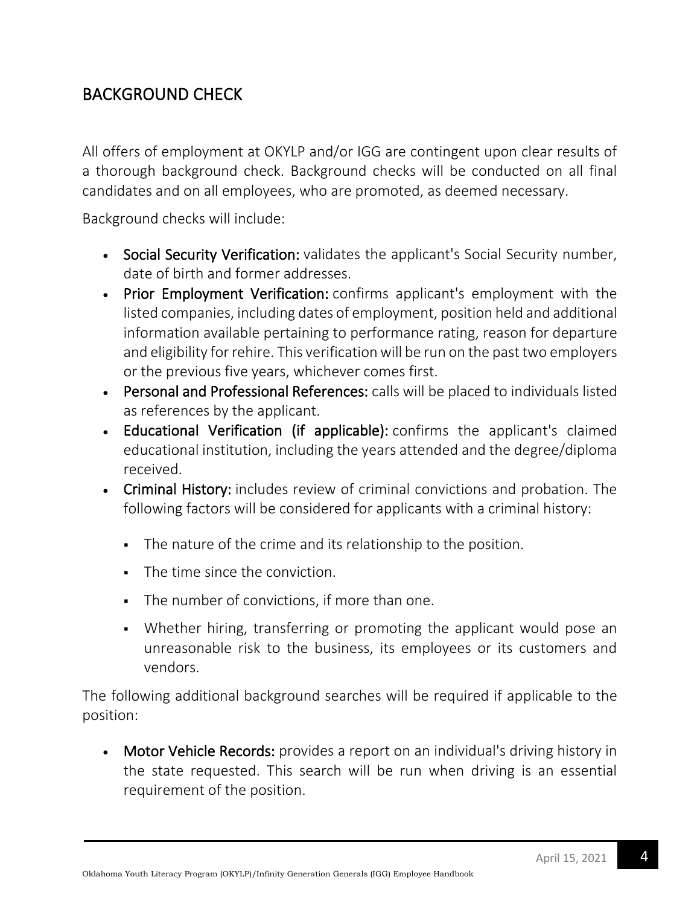## BACKGROUND CHECK

All offers of employment at OKYLP and/or IGG are contingent upon clear results of a thorough background check. Background checks will be conducted on all final candidates and on all employees, who are promoted, as deemed necessary.

Background checks will include:

- **Social Security Verification:** validates the applicant's Social Security number, date of birth and former addresses.
- **Prior Employment Verification:** confirms applicant's employment with the listed companies, including dates of employment, position held and additional information available pertaining to performance rating, reason for departure and eligibility for rehire. This verification will be run on the past two employers or the previous five years, whichever comes first.
- **Personal and Professional References:** calls will be placed to individuals listed as references by the applicant.
- **Educational Verification (if applicable):** confirms the applicant's claimed educational institution, including the years attended and the degree/diploma received.
- **Criminal History:** includes review of criminal convictions and probation. The following factors will be considered for applicants with a criminal history:
  - The nature of the crime and its relationship to the position.
  - The time since the conviction.
  - The number of convictions, if more than one.
  - Whether hiring, transferring or promoting the applicant would pose an unreasonable risk to the business, its employees or its customers and vendors.

The following additional background searches will be required if applicable to the position:

- **Motor Vehicle Records:** provides a report on an individual's driving history in the state requested. This search will be run when driving is an essential requirement of the position.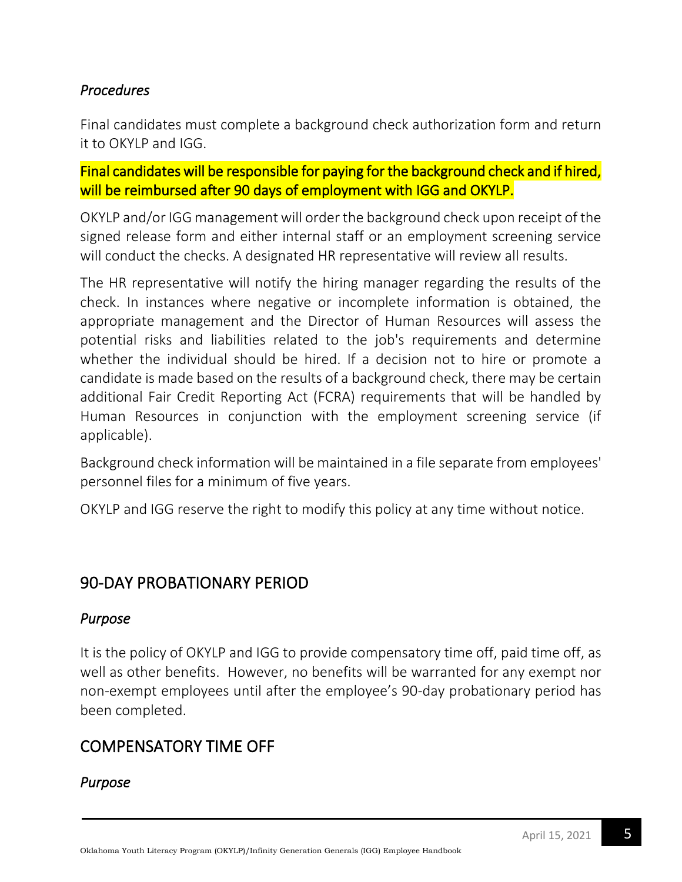### *Procedures*

Final candidates must complete a background check authorization form and return it to OKYLP and IGG.

Final candidates will be responsible for paying for the background check and if hired, will be reimbursed after 90 days of employment with IGG and OKYLP.

OKYLP and/or IGG management will order the background check upon receipt of the signed release form and either internal staff or an employment screening service will conduct the checks. A designated HR representative will review all results.

The HR representative will notify the hiring manager regarding the results of the check. In instances where negative or incomplete information is obtained, the appropriate management and the Director of Human Resources will assess the potential risks and liabilities related to the job's requirements and determine whether the individual should be hired. If a decision not to hire or promote a candidate is made based on the results of a background check, there may be certain additional Fair Credit Reporting Act (FCRA) requirements that will be handled by Human Resources in conjunction with the employment screening service (if applicable).

Background check information will be maintained in a file separate from employees' personnel files for a minimum of five years.

OKYLP and IGG reserve the right to modify this policy at any time without notice.

## 90-DAY PROBATIONARY PERIOD

### *Purpose*

It is the policy of OKYLP and IGG to provide compensatory time off, paid time off, as well as other benefits. However, no benefits will be warranted for any exempt nor non-exempt employees until after the employee's 90-day probationary period has been completed.

## COMPENSATORY TIME OFF

### *Purpose*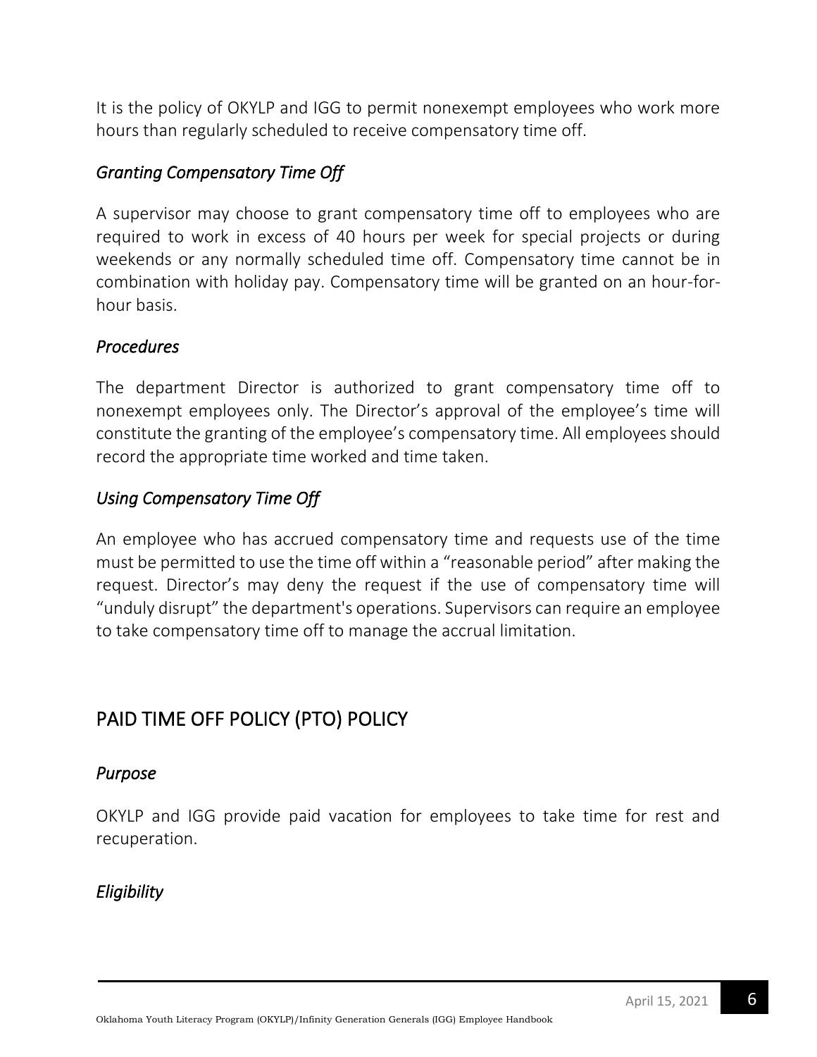It is the policy of OKYLP and IGG to permit nonexempt employees who work more hours than regularly scheduled to receive compensatory time off.

### *Granting Compensatory Time Off*

A supervisor may choose to grant compensatory time off to employees who are required to work in excess of 40 hours per week for special projects or during weekends or any normally scheduled time off. Compensatory time cannot be in combination with holiday pay. Compensatory time will be granted on an hour-for-hour basis.

### *Procedures*

The department Director is authorized to grant compensatory time off to nonexempt employees only. The Director's approval of the employee's time will constitute the granting of the employee's compensatory time. All employees should record the appropriate time worked and time taken.

### *Using Compensatory Time Off*

An employee who has accrued compensatory time and requests use of the time must be permitted to use the time off within a "reasonable period" after making the request. Director's may deny the request if the use of compensatory time will "unduly disrupt" the department's operations. Supervisors can require an employee to take compensatory time off to manage the accrual limitation.

## PAID TIME OFF POLICY (PTO) POLICY

### *Purpose*

OKYLP and IGG provide paid vacation for employees to take time for rest and recuperation.

### *Eligibility*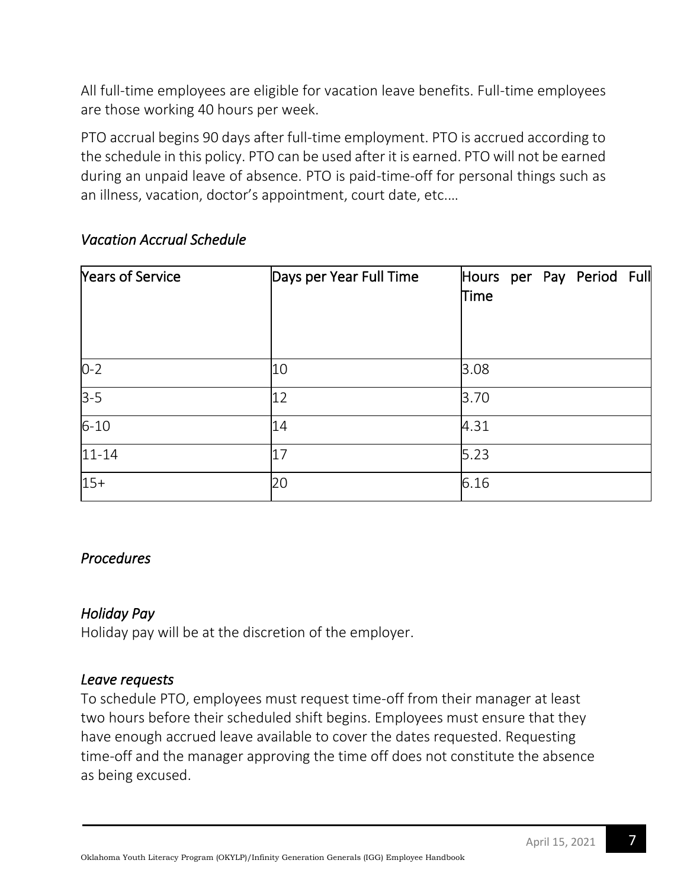All full-time employees are eligible for vacation leave benefits. Full-time employees are those working 40 hours per week.

PTO accrual begins 90 days after full-time employment. PTO is accrued according to the schedule in this policy. PTO can be used after it is earned. PTO will not be earned during an unpaid leave of absence. PTO is paid-time-off for personal things such as an illness, vacation, doctor's appointment, court date, etc.…

### *Vacation Accrual Schedule*

| Years of Service | Days per Year Full Time | Hours per Pay Period Full Time |
|---|---|---|
| 0-2 | 10 | 3.08 |
| 3-5 | 12 | 3.70 |
| 6-10 | 14 | 4.31 |
| 11-14 | 17 | 5.23 |
| 15+ | 20 | 6.16 |

### *Procedures*

### *Holiday Pay*

Holiday pay will be at the discretion of the employer.

### *Leave requests*

To schedule PTO, employees must request time-off from their manager at least two hours before their scheduled shift begins. Employees must ensure that they have enough accrued leave available to cover the dates requested. Requesting time-off and the manager approving the time off does not constitute the absence as being excused.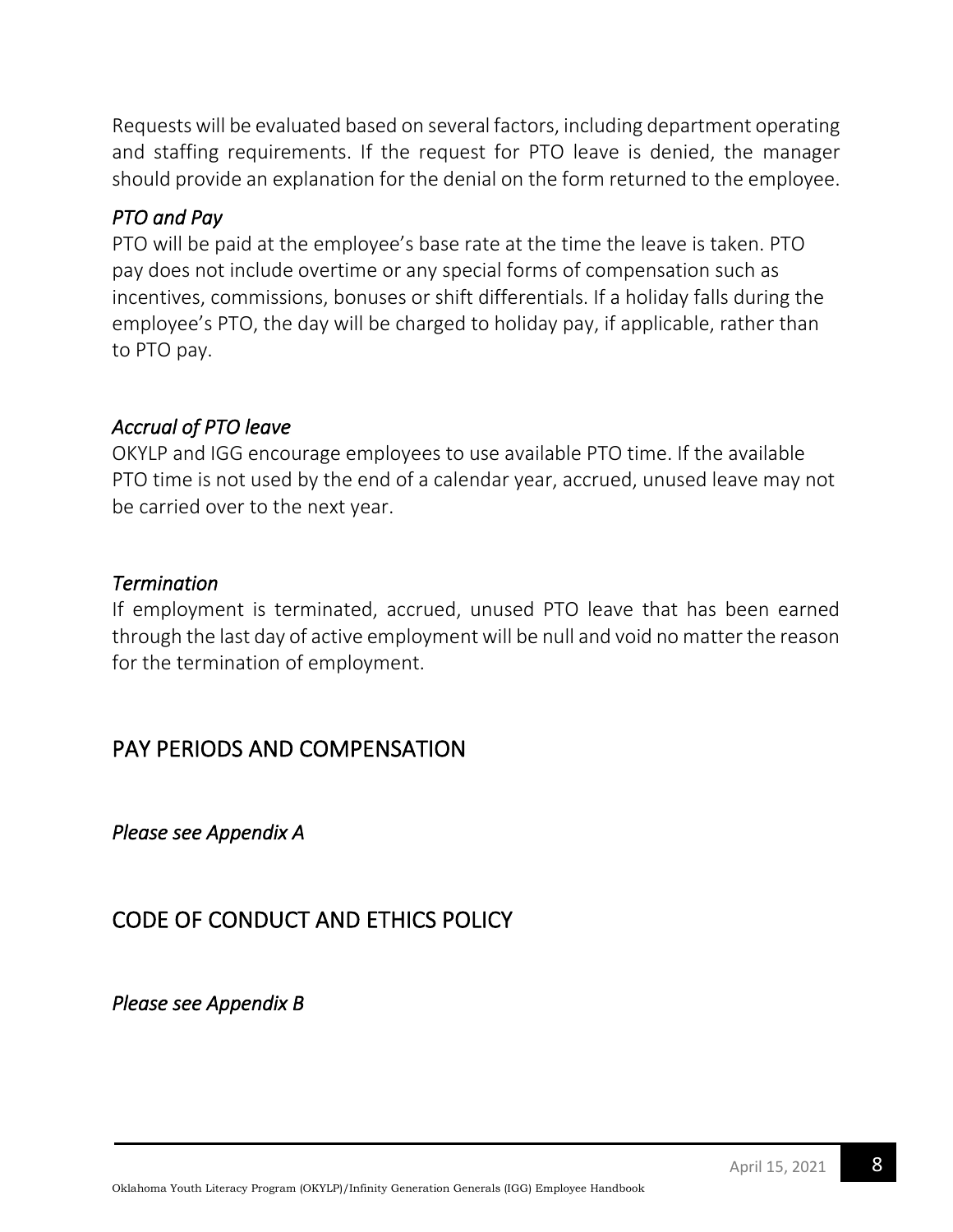Requests will be evaluated based on several factors, including department operating and staffing requirements. If the request for PTO leave is denied, the manager should provide an explanation for the denial on the form returned to the employee.

### *PTO and Pay*

PTO will be paid at the employee's base rate at the time the leave is taken. PTO pay does not include overtime or any special forms of compensation such as incentives, commissions, bonuses or shift differentials. If a holiday falls during the employee's PTO, the day will be charged to holiday pay, if applicable, rather than to PTO pay.

### *Accrual of PTO leave*

OKYLP and IGG encourage employees to use available PTO time. If the available PTO time is not used by the end of a calendar year, accrued, unused leave may not be carried over to the next year.

### *Termination*

If employment is terminated, accrued, unused PTO leave that has been earned through the last day of active employment will be null and void no matter the reason for the termination of employment.

## PAY PERIODS AND COMPENSATION

*Please see Appendix A*

## CODE OF CONDUCT AND ETHICS POLICY

*Please see Appendix B*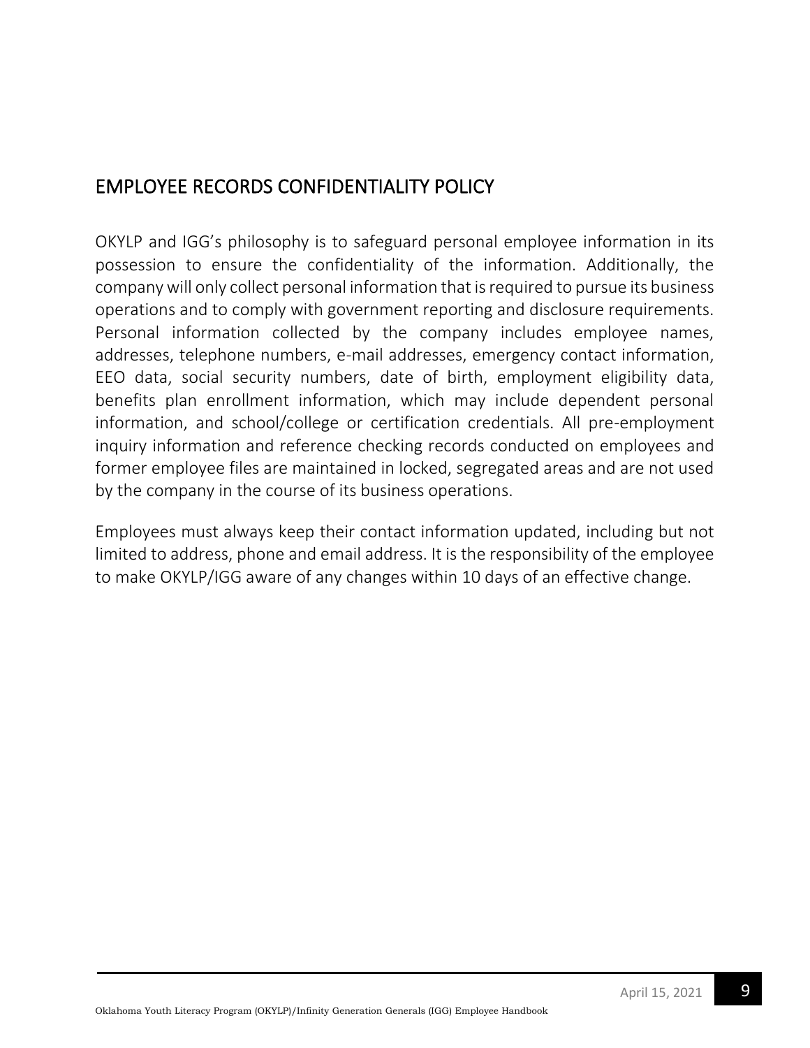## EMPLOYEE RECORDS CONFIDENTIALITY POLICY

OKYLP and IGG's philosophy is to safeguard personal employee information in its possession to ensure the confidentiality of the information. Additionally, the company will only collect personal information that is required to pursue its business operations and to comply with government reporting and disclosure requirements. Personal information collected by the company includes employee names, addresses, telephone numbers, e-mail addresses, emergency contact information, EEO data, social security numbers, date of birth, employment eligibility data, benefits plan enrollment information, which may include dependent personal information, and school/college or certification credentials. All pre-employment inquiry information and reference checking records conducted on employees and former employee files are maintained in locked, segregated areas and are not used by the company in the course of its business operations.

Employees must always keep their contact information updated, including but not limited to address, phone and email address. It is the responsibility of the employee to make OKYLP/IGG aware of any changes within 10 days of an effective change.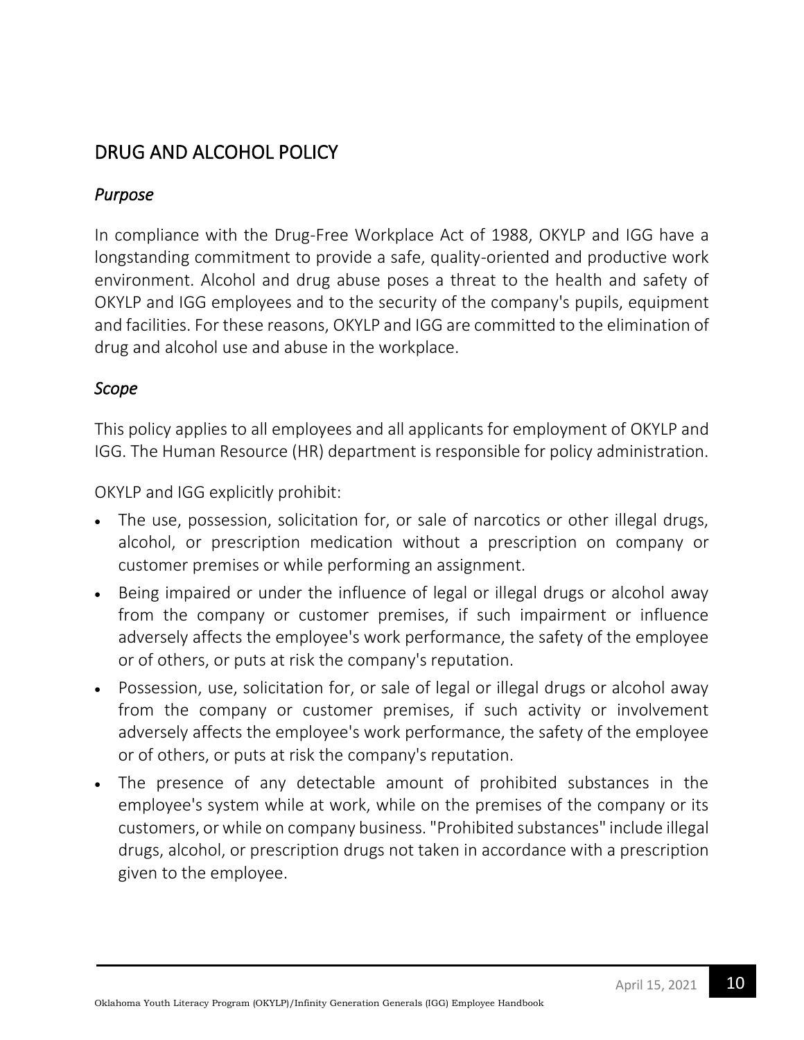## DRUG AND ALCOHOL POLICY

### *Purpose*

In compliance with the Drug-Free Workplace Act of 1988, OKYLP and IGG have a longstanding commitment to provide a safe, quality-oriented and productive work environment. Alcohol and drug abuse poses a threat to the health and safety of OKYLP and IGG employees and to the security of the company's pupils, equipment and facilities. For these reasons, OKYLP and IGG are committed to the elimination of drug and alcohol use and abuse in the workplace.

### *Scope*

This policy applies to all employees and all applicants for employment of OKYLP and IGG. The Human Resource (HR) department is responsible for policy administration.

OKYLP and IGG explicitly prohibit:

- The use, possession, solicitation for, or sale of narcotics or other illegal drugs, alcohol, or prescription medication without a prescription on company or customer premises or while performing an assignment.
- Being impaired or under the influence of legal or illegal drugs or alcohol away from the company or customer premises, if such impairment or influence adversely affects the employee's work performance, the safety of the employee or of others, or puts at risk the company's reputation.
- Possession, use, solicitation for, or sale of legal or illegal drugs or alcohol away from the company or customer premises, if such activity or involvement adversely affects the employee's work performance, the safety of the employee or of others, or puts at risk the company's reputation.
- The presence of any detectable amount of prohibited substances in the employee's system while at work, while on the premises of the company or its customers, or while on company business. "Prohibited substances" include illegal drugs, alcohol, or prescription drugs not taken in accordance with a prescription given to the employee.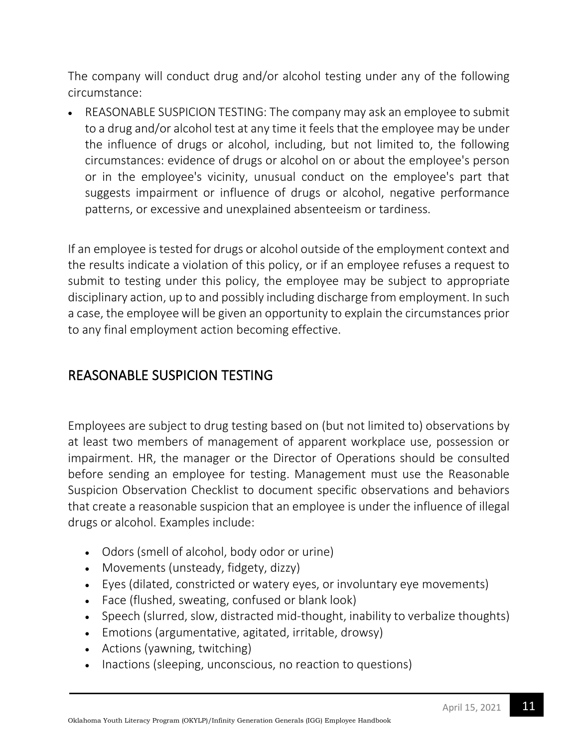The company will conduct drug and/or alcohol testing under any of the following circumstance:

- REASONABLE SUSPICION TESTING: The company may ask an employee to submit to a drug and/or alcohol test at any time it feels that the employee may be under the influence of drugs or alcohol, including, but not limited to, the following circumstances: evidence of drugs or alcohol on or about the employee's person or in the employee's vicinity, unusual conduct on the employee's part that suggests impairment or influence of drugs or alcohol, negative performance patterns, or excessive and unexplained absenteeism or tardiness.

If an employee is tested for drugs or alcohol outside of the employment context and the results indicate a violation of this policy, or if an employee refuses a request to submit to testing under this policy, the employee may be subject to appropriate disciplinary action, up to and possibly including discharge from employment. In such a case, the employee will be given an opportunity to explain the circumstances prior to any final employment action becoming effective.

## REASONABLE SUSPICION TESTING

Employees are subject to drug testing based on (but not limited to) observations by at least two members of management of apparent workplace use, possession or impairment. HR, the manager or the Director of Operations should be consulted before sending an employee for testing. Management must use the Reasonable Suspicion Observation Checklist to document specific observations and behaviors that create a reasonable suspicion that an employee is under the influence of illegal drugs or alcohol. Examples include:

- Odors (smell of alcohol, body odor or urine)
- Movements (unsteady, fidgety, dizzy)
- Eyes (dilated, constricted or watery eyes, or involuntary eye movements)
- Face (flushed, sweating, confused or blank look)
- Speech (slurred, slow, distracted mid-thought, inability to verbalize thoughts)
- Emotions (argumentative, agitated, irritable, drowsy)
- Actions (yawning, twitching)
- Inactions (sleeping, unconscious, no reaction to questions)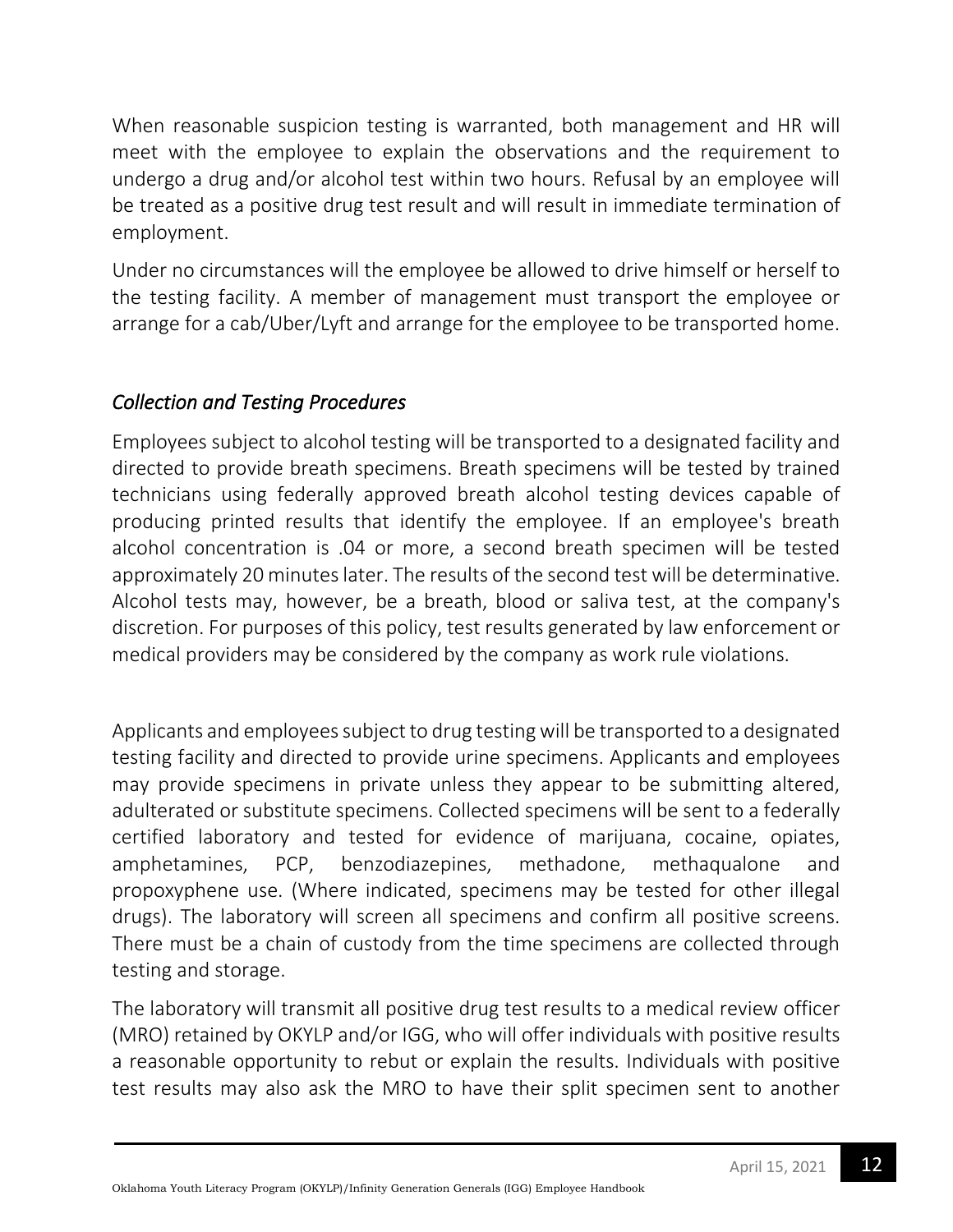When reasonable suspicion testing is warranted, both management and HR will meet with the employee to explain the observations and the requirement to undergo a drug and/or alcohol test within two hours. Refusal by an employee will be treated as a positive drug test result and will result in immediate termination of employment.

Under no circumstances will the employee be allowed to drive himself or herself to the testing facility. A member of management must transport the employee or arrange for a cab/Uber/Lyft and arrange for the employee to be transported home.

### *Collection and Testing Procedures*

Employees subject to alcohol testing will be transported to a designated facility and directed to provide breath specimens. Breath specimens will be tested by trained technicians using federally approved breath alcohol testing devices capable of producing printed results that identify the employee. If an employee's breath alcohol concentration is .04 or more, a second breath specimen will be tested approximately 20 minutes later. The results of the second test will be determinative. Alcohol tests may, however, be a breath, blood or saliva test, at the company's discretion. For purposes of this policy, test results generated by law enforcement or medical providers may be considered by the company as work rule violations.

Applicants and employees subject to drug testing will be transported to a designated testing facility and directed to provide urine specimens. Applicants and employees may provide specimens in private unless they appear to be submitting altered, adulterated or substitute specimens. Collected specimens will be sent to a federally certified laboratory and tested for evidence of marijuana, cocaine, opiates, amphetamines, PCP, benzodiazepines, methadone, methaqualone and propoxyphene use. (Where indicated, specimens may be tested for other illegal drugs). The laboratory will screen all specimens and confirm all positive screens. There must be a chain of custody from the time specimens are collected through testing and storage.

The laboratory will transmit all positive drug test results to a medical review officer (MRO) retained by OKYLP and/or IGG, who will offer individuals with positive results a reasonable opportunity to rebut or explain the results. Individuals with positive test results may also ask the MRO to have their split specimen sent to another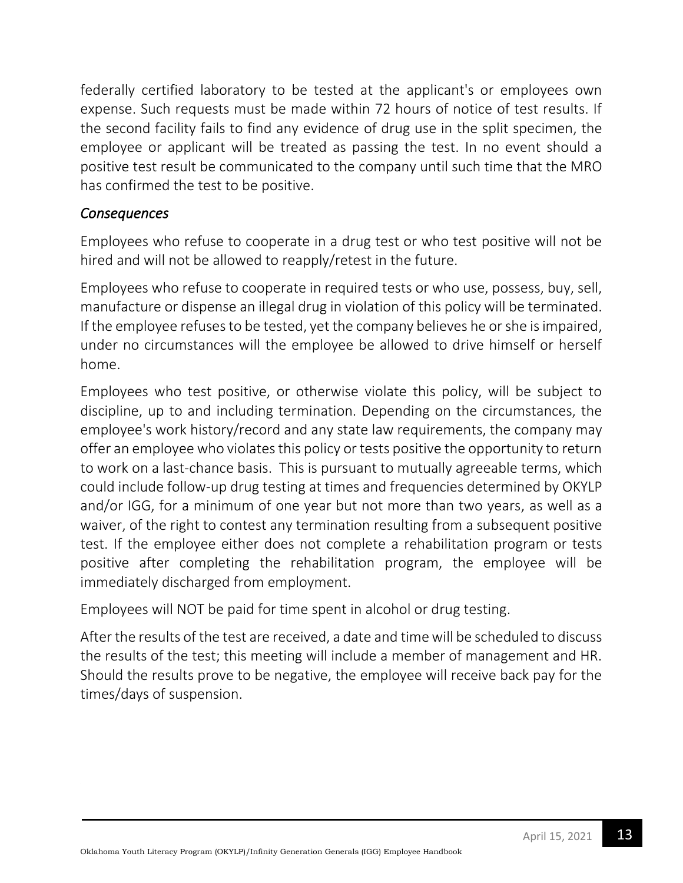federally certified laboratory to be tested at the applicant's or employees own expense. Such requests must be made within 72 hours of notice of test results. If the second facility fails to find any evidence of drug use in the split specimen, the employee or applicant will be treated as passing the test. In no event should a positive test result be communicated to the company until such time that the MRO has confirmed the test to be positive.

### *Consequences*

Employees who refuse to cooperate in a drug test or who test positive will not be hired and will not be allowed to reapply/retest in the future.

Employees who refuse to cooperate in required tests or who use, possess, buy, sell, manufacture or dispense an illegal drug in violation of this policy will be terminated. If the employee refuses to be tested, yet the company believes he or she is impaired, under no circumstances will the employee be allowed to drive himself or herself home.

Employees who test positive, or otherwise violate this policy, will be subject to discipline, up to and including termination. Depending on the circumstances, the employee's work history/record and any state law requirements, the company may offer an employee who violates this policy or tests positive the opportunity to return to work on a last-chance basis. This is pursuant to mutually agreeable terms, which could include follow-up drug testing at times and frequencies determined by OKYLP and/or IGG, for a minimum of one year but not more than two years, as well as a waiver, of the right to contest any termination resulting from a subsequent positive test. If the employee either does not complete a rehabilitation program or tests positive after completing the rehabilitation program, the employee will be immediately discharged from employment.

Employees will NOT be paid for time spent in alcohol or drug testing.

After the results of the test are received, a date and time will be scheduled to discuss the results of the test; this meeting will include a member of management and HR. Should the results prove to be negative, the employee will receive back pay for the times/days of suspension.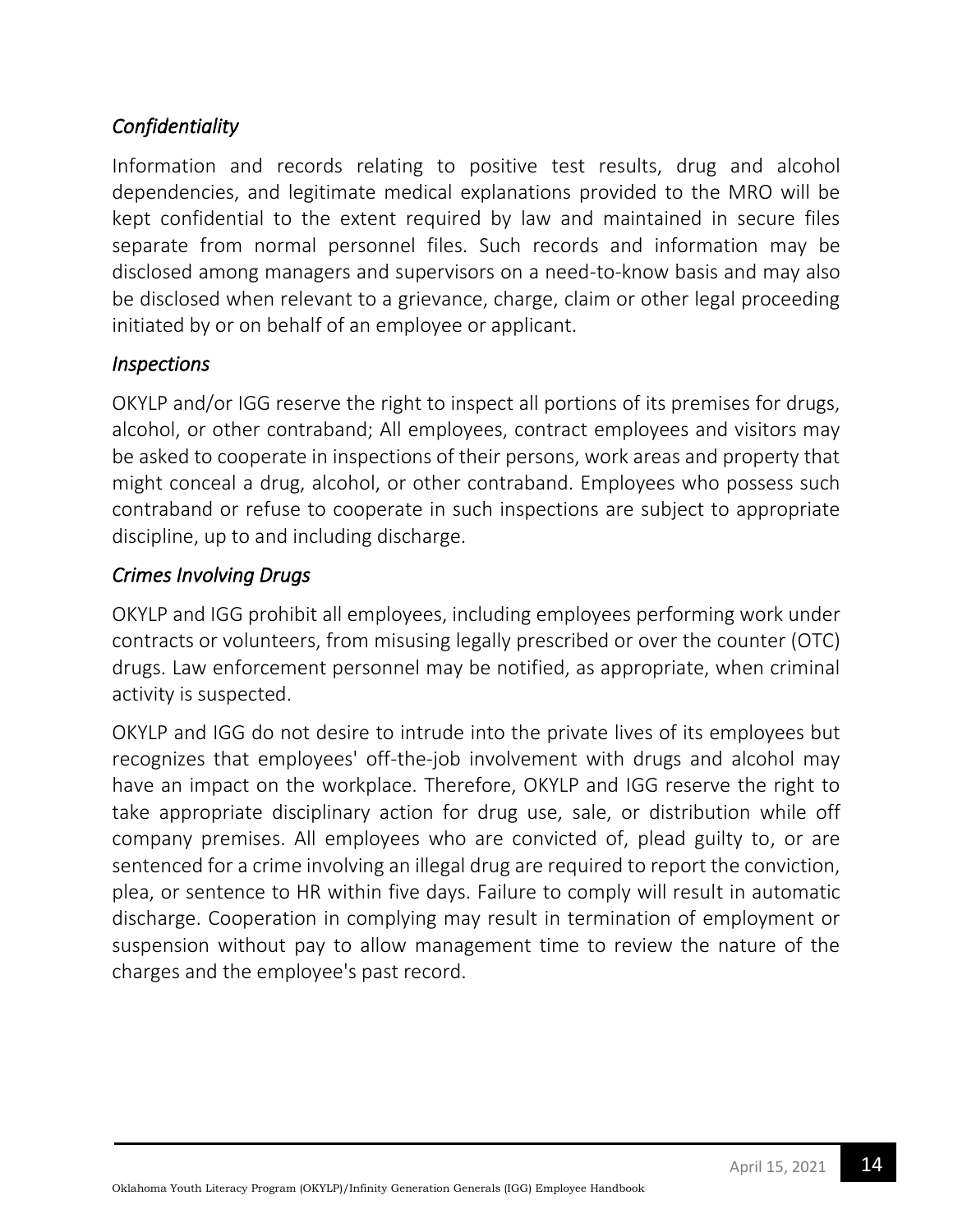### *Confidentiality*

Information and records relating to positive test results, drug and alcohol dependencies, and legitimate medical explanations provided to the MRO will be kept confidential to the extent required by law and maintained in secure files separate from normal personnel files. Such records and information may be disclosed among managers and supervisors on a need-to-know basis and may also be disclosed when relevant to a grievance, charge, claim or other legal proceeding initiated by or on behalf of an employee or applicant.

### *Inspections*

OKYLP and/or IGG reserve the right to inspect all portions of its premises for drugs, alcohol, or other contraband; All employees, contract employees and visitors may be asked to cooperate in inspections of their persons, work areas and property that might conceal a drug, alcohol, or other contraband. Employees who possess such contraband or refuse to cooperate in such inspections are subject to appropriate discipline, up to and including discharge.

### *Crimes Involving Drugs*

OKYLP and IGG prohibit all employees, including employees performing work under contracts or volunteers, from misusing legally prescribed or over the counter (OTC) drugs. Law enforcement personnel may be notified, as appropriate, when criminal activity is suspected.

OKYLP and IGG do not desire to intrude into the private lives of its employees but recognizes that employees' off-the-job involvement with drugs and alcohol may have an impact on the workplace. Therefore, OKYLP and IGG reserve the right to take appropriate disciplinary action for drug use, sale, or distribution while off company premises. All employees who are convicted of, plead guilty to, or are sentenced for a crime involving an illegal drug are required to report the conviction, plea, or sentence to HR within five days. Failure to comply will result in automatic discharge. Cooperation in complying may result in termination of employment or suspension without pay to allow management time to review the nature of the charges and the employee's past record.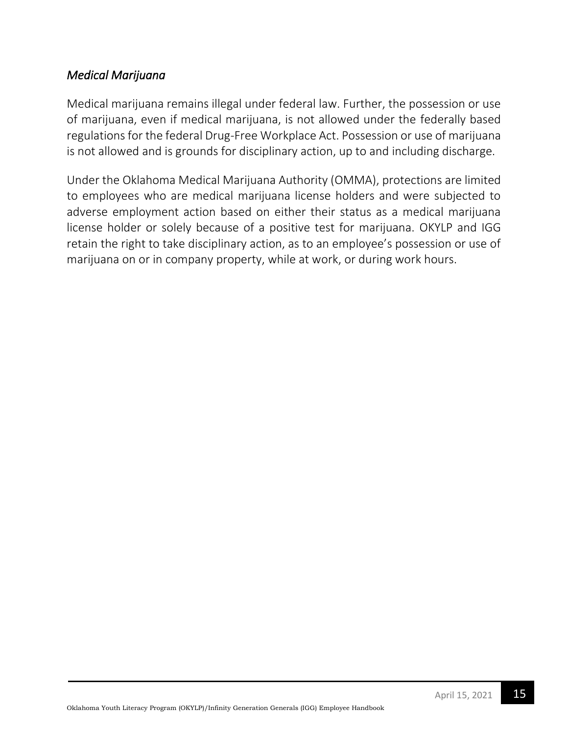### *Medical Marijuana*

Medical marijuana remains illegal under federal law. Further, the possession or use of marijuana, even if medical marijuana, is not allowed under the federally based regulations for the federal Drug-Free Workplace Act. Possession or use of marijuana is not allowed and is grounds for disciplinary action, up to and including discharge.

Under the Oklahoma Medical Marijuana Authority (OMMA), protections are limited to employees who are medical marijuana license holders and were subjected to adverse employment action based on either their status as a medical marijuana license holder or solely because of a positive test for marijuana. OKYLP and IGG retain the right to take disciplinary action, as to an employee's possession or use of marijuana on or in company property, while at work, or during work hours.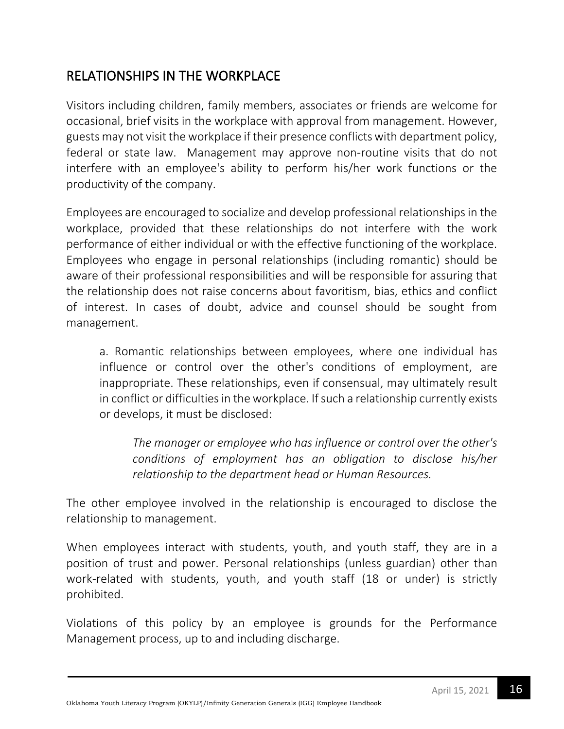## RELATIONSHIPS IN THE WORKPLACE

Visitors including children, family members, associates or friends are welcome for occasional, brief visits in the workplace with approval from management. However, guests may not visit the workplace if their presence conflicts with department policy, federal or state law. Management may approve non-routine visits that do not interfere with an employee's ability to perform his/her work functions or the productivity of the company.

Employees are encouraged to socialize and develop professional relationships in the workplace, provided that these relationships do not interfere with the work performance of either individual or with the effective functioning of the workplace. Employees who engage in personal relationships (including romantic) should be aware of their professional responsibilities and will be responsible for assuring that the relationship does not raise concerns about favoritism, bias, ethics and conflict of interest. In cases of doubt, advice and counsel should be sought from management.

> a. Romantic relationships between employees, where one individual has influence or control over the other's conditions of employment, are inappropriate. These relationships, even if consensual, may ultimately result in conflict or difficulties in the workplace. If such a relationship currently exists or develops, it must be disclosed:
>
> > *The manager or employee who has influence or control over the other's conditions of employment has an obligation to disclose his/her relationship to the department head or Human Resources.*

The other employee involved in the relationship is encouraged to disclose the relationship to management.

When employees interact with students, youth, and youth staff, they are in a position of trust and power. Personal relationships (unless guardian) other than work-related with students, youth, and youth staff (18 or under) is strictly prohibited.

Violations of this policy by an employee is grounds for the Performance Management process, up to and including discharge.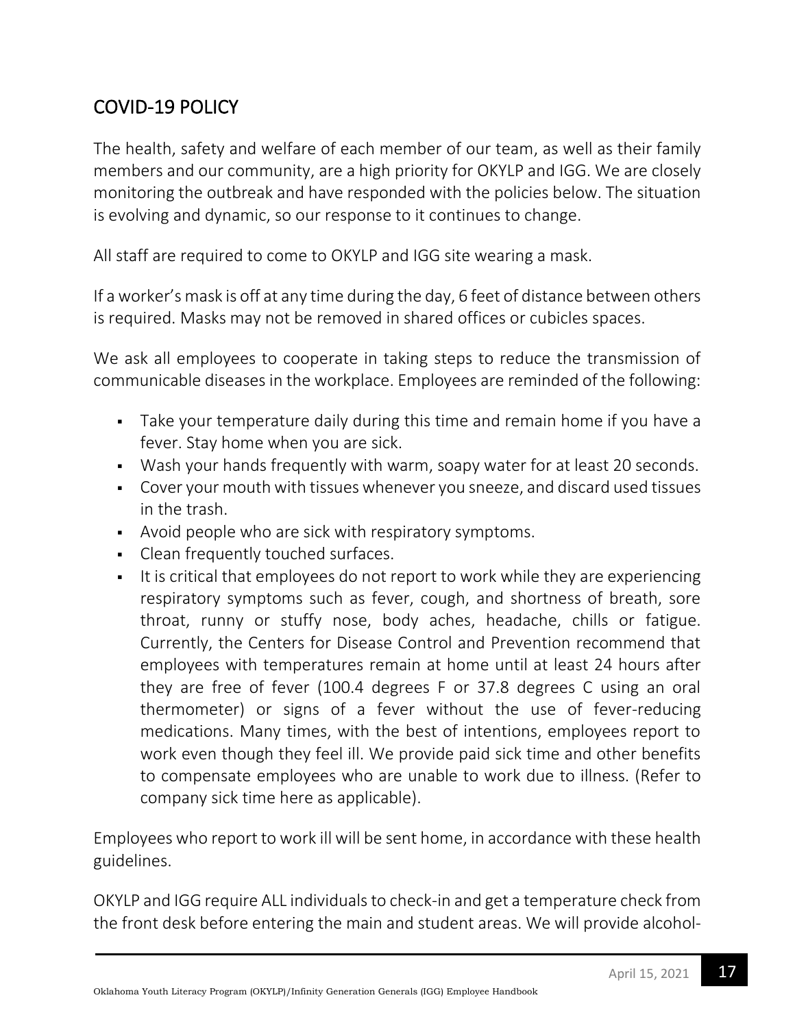## COVID-19 POLICY

The health, safety and welfare of each member of our team, as well as their family members and our community, are a high priority for OKYLP and IGG. We are closely monitoring the outbreak and have responded with the policies below. The situation is evolving and dynamic, so our response to it continues to change.

All staff are required to come to OKYLP and IGG site wearing a mask.

If a worker's mask is off at any time during the day, 6 feet of distance between others is required. Masks may not be removed in shared offices or cubicles spaces.

We ask all employees to cooperate in taking steps to reduce the transmission of communicable diseases in the workplace. Employees are reminded of the following:

- Take your temperature daily during this time and remain home if you have a fever. Stay home when you are sick.
- Wash your hands frequently with warm, soapy water for at least 20 seconds.
- Cover your mouth with tissues whenever you sneeze, and discard used tissues in the trash.
- Avoid people who are sick with respiratory symptoms.
- Clean frequently touched surfaces.
- It is critical that employees do not report to work while they are experiencing respiratory symptoms such as fever, cough, and shortness of breath, sore throat, runny or stuffy nose, body aches, headache, chills or fatigue. Currently, the Centers for Disease Control and Prevention recommend that employees with temperatures remain at home until at least 24 hours after they are free of fever (100.4 degrees F or 37.8 degrees C using an oral thermometer) or signs of a fever without the use of fever-reducing medications. Many times, with the best of intentions, employees report to work even though they feel ill. We provide paid sick time and other benefits to compensate employees who are unable to work due to illness. (Refer to company sick time here as applicable).

Employees who report to work ill will be sent home, in accordance with these health guidelines.

OKYLP and IGG require ALL individuals to check-in and get a temperature check from the front desk before entering the main and student areas. We will provide alcohol-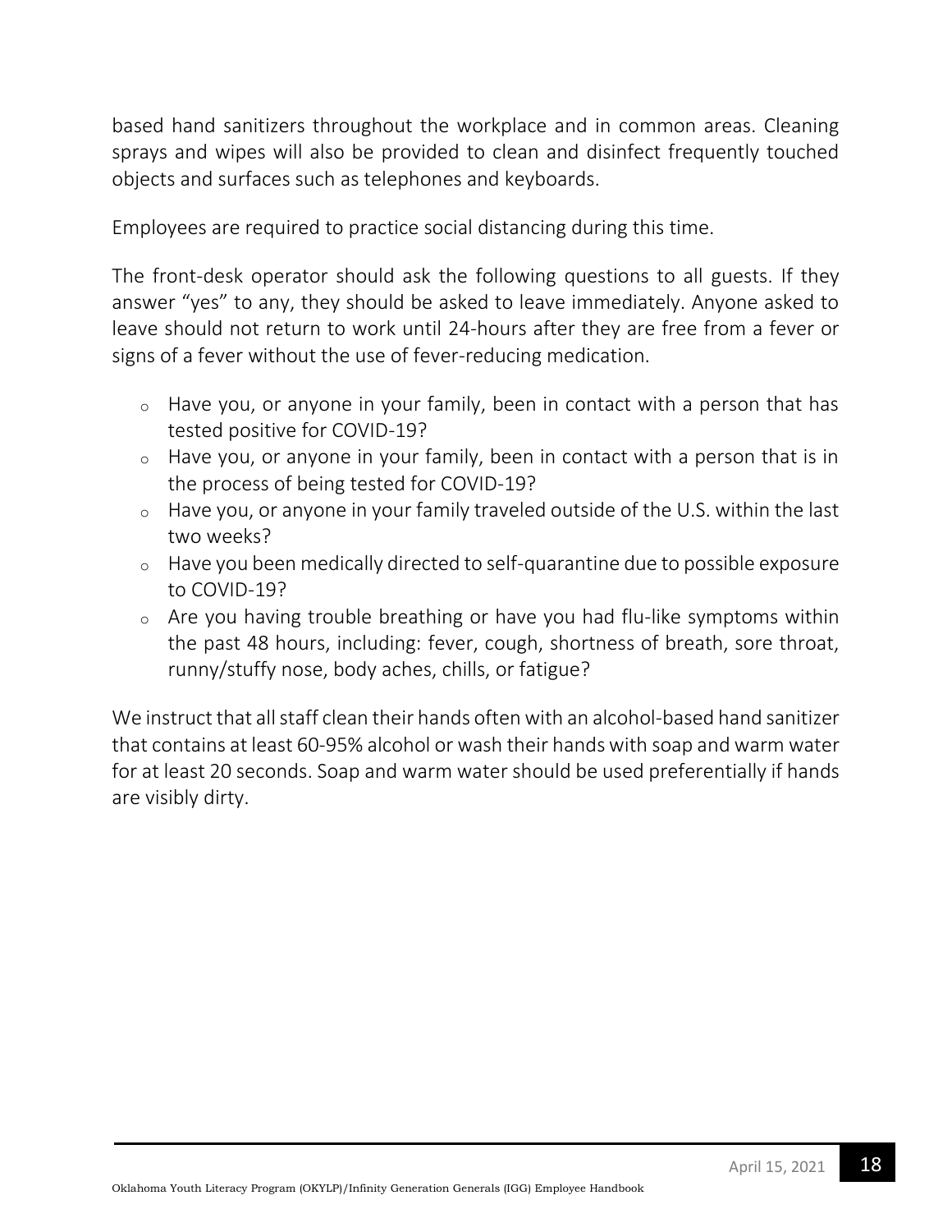based hand sanitizers throughout the workplace and in common areas. Cleaning sprays and wipes will also be provided to clean and disinfect frequently touched objects and surfaces such as telephones and keyboards.

Employees are required to practice social distancing during this time.

The front-desk operator should ask the following questions to all guests. If they answer "yes" to any, they should be asked to leave immediately. Anyone asked to leave should not return to work until 24-hours after they are free from a fever or signs of a fever without the use of fever-reducing medication.

- Have you, or anyone in your family, been in contact with a person that has tested positive for COVID-19?
- Have you, or anyone in your family, been in contact with a person that is in the process of being tested for COVID-19?
- Have you, or anyone in your family traveled outside of the U.S. within the last two weeks?
- Have you been medically directed to self-quarantine due to possible exposure to COVID-19?
- Are you having trouble breathing or have you had flu-like symptoms within the past 48 hours, including: fever, cough, shortness of breath, sore throat, runny/stuffy nose, body aches, chills, or fatigue?

We instruct that all staff clean their hands often with an alcohol-based hand sanitizer that contains at least 60-95% alcohol or wash their hands with soap and warm water for at least 20 seconds. Soap and warm water should be used preferentially if hands are visibly dirty.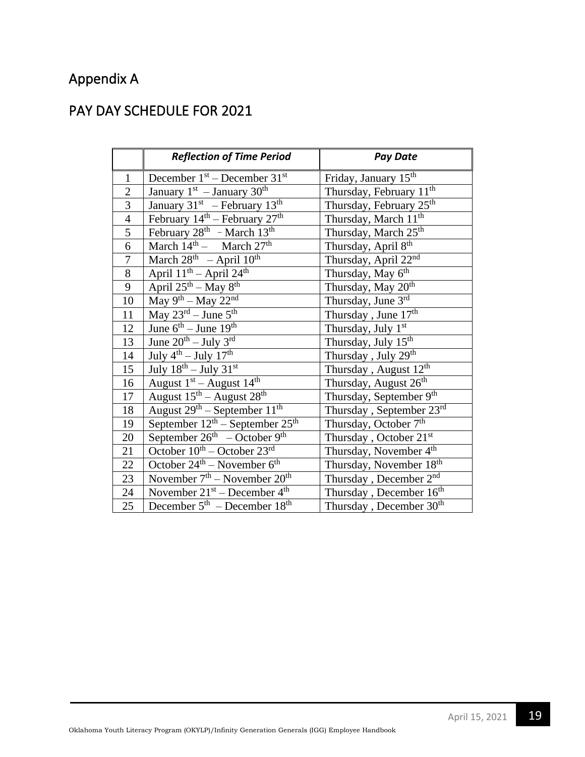# Appendix A

## PAY DAY SCHEDULE FOR 2021

| | *Reflection of Time Period* | *Pay Date* |
|---|---|---|
| 1 | December 1st – December 31st | Friday, January 15th |
| 2 | January 1st – January 30th | Thursday, February 11th |
| 3 | January 31st – February 13th | Thursday, February 25th |
| 4 | February 14th – February 27th | Thursday, March 11th |
| 5 | February 28th – March 13th | Thursday, March 25th |
| 6 | March 14th – March 27th | Thursday, April 8th |
| 7 | March 28th – April 10th | Thursday, April 22nd |
| 8 | April 11th – April 24th | Thursday, May 6th |
| 9 | April 25th – May 8th | Thursday, May 20th |
| 10 | May 9th – May 22nd | Thursday, June 3rd |
| 11 | May 23rd – June 5th | Thursday , June 17th |
| 12 | June 6th – June 19th | Thursday, July 1st |
| 13 | June 20th – July 3rd | Thursday, July 15th |
| 14 | July 4th – July 17th | Thursday , July 29th |
| 15 | July 18th – July 31st | Thursday , August 12th |
| 16 | August 1st – August 14th | Thursday, August 26th |
| 17 | August 15th – August 28th | Thursday, September 9th |
| 18 | August 29th – September 11th | Thursday , September 23rd |
| 19 | September 12th – September 25th | Thursday, October 7th |
| 20 | September 26th – October 9th | Thursday , October 21st |
| 21 | October 10th – October 23rd | Thursday, November 4th |
| 22 | October 24th – November 6th | Thursday, November 18th |
| 23 | November 7th – November 20th | Thursday , December 2nd |
| 24 | November 21st – December 4th | Thursday , December 16th |
| 25 | December 5th – December 18th | Thursday , December 30th |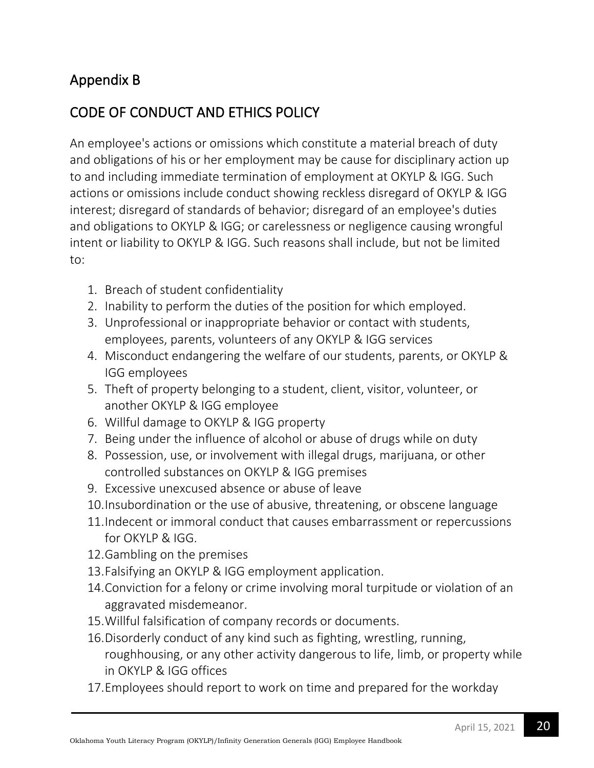## Appendix B

## CODE OF CONDUCT AND ETHICS POLICY

An employee's actions or omissions which constitute a material breach of duty and obligations of his or her employment may be cause for disciplinary action up to and including immediate termination of employment at OKYLP & IGG. Such actions or omissions include conduct showing reckless disregard of OKYLP & IGG interest; disregard of standards of behavior; disregard of an employee's duties and obligations to OKYLP & IGG; or carelessness or negligence causing wrongful intent or liability to OKYLP & IGG. Such reasons shall include, but not be limited to:

1. Breach of student confidentiality
2. Inability to perform the duties of the position for which employed.
3. Unprofessional or inappropriate behavior or contact with students, employees, parents, volunteers of any OKYLP & IGG services
4. Misconduct endangering the welfare of our students, parents, or OKYLP & IGG employees
5. Theft of property belonging to a student, client, visitor, volunteer, or another OKYLP & IGG employee
6. Willful damage to OKYLP & IGG property
7. Being under the influence of alcohol or abuse of drugs while on duty
8. Possession, use, or involvement with illegal drugs, marijuana, or other controlled substances on OKYLP & IGG premises
9. Excessive unexcused absence or abuse of leave
10. Insubordination or the use of abusive, threatening, or obscene language
11. Indecent or immoral conduct that causes embarrassment or repercussions for OKYLP & IGG.
12. Gambling on the premises
13. Falsifying an OKYLP & IGG employment application.
14. Conviction for a felony or crime involving moral turpitude or violation of an aggravated misdemeanor.
15. Willful falsification of company records or documents.
16. Disorderly conduct of any kind such as fighting, wrestling, running, roughhousing, or any other activity dangerous to life, limb, or property while in OKYLP & IGG offices
17. Employees should report to work on time and prepared for the workday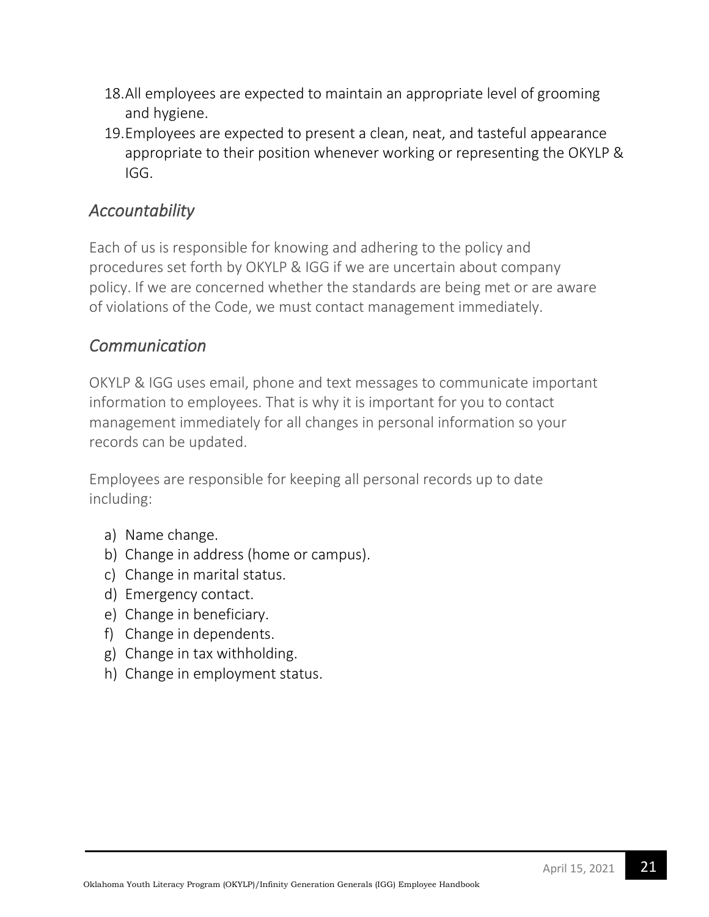18. All employees are expected to maintain an appropriate level of grooming and hygiene.
19. Employees are expected to present a clean, neat, and tasteful appearance appropriate to their position whenever working or representing the OKYLP & IGG.

## *Accountability*

Each of us is responsible for knowing and adhering to the policy and procedures set forth by OKYLP & IGG if we are uncertain about company policy. If we are concerned whether the standards are being met or are aware of violations of the Code, we must contact management immediately.

## *Communication*

OKYLP & IGG uses email, phone and text messages to communicate important information to employees. That is why it is important for you to contact management immediately for all changes in personal information so your records can be updated.

Employees are responsible for keeping all personal records up to date including:

a) Name change.
b) Change in address (home or campus).
c) Change in marital status.
d) Emergency contact.
e) Change in beneficiary.
f) Change in dependents.
g) Change in tax withholding.
h) Change in employment status.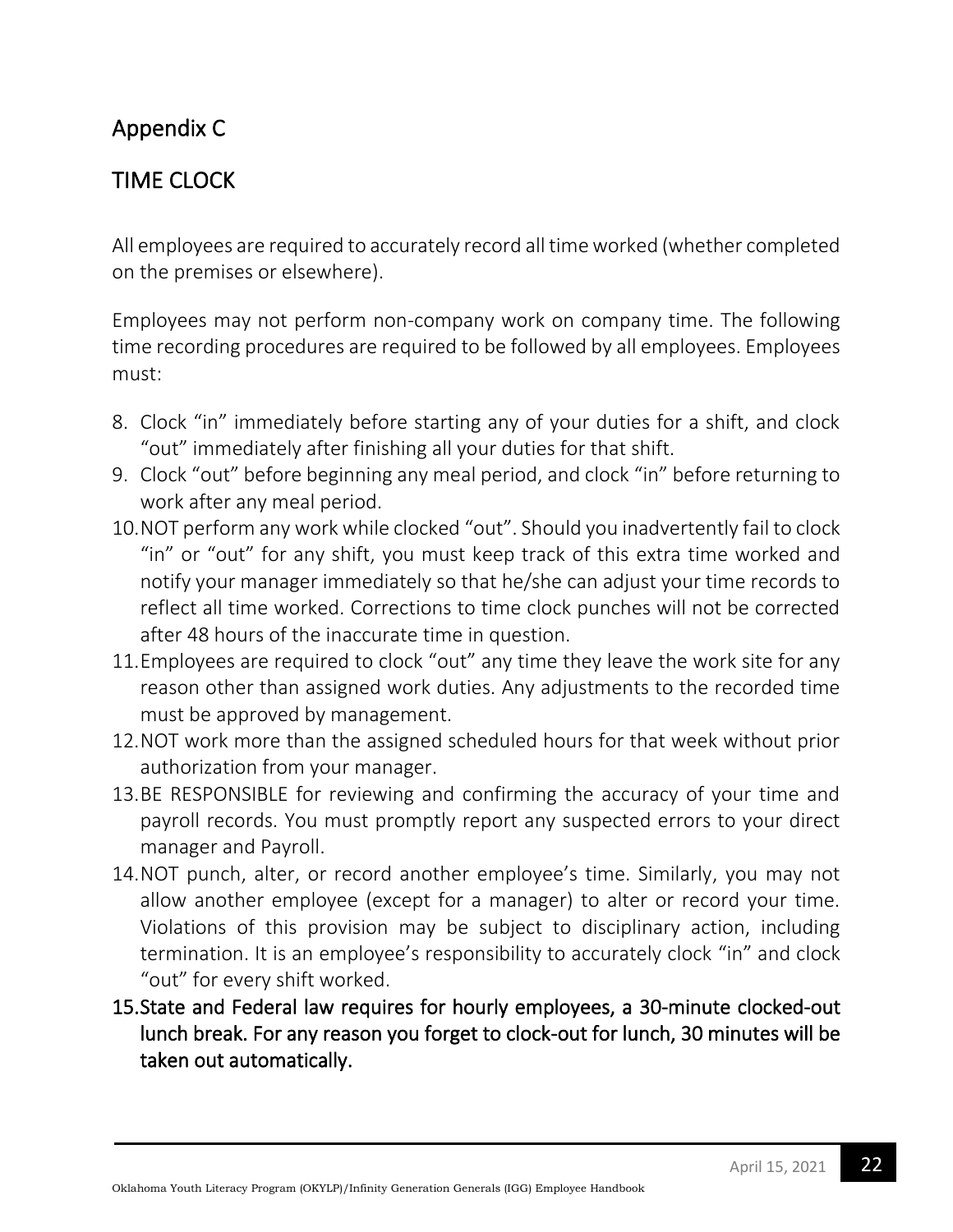## Appendix C

## TIME CLOCK

All employees are required to accurately record all time worked (whether completed on the premises or elsewhere).

Employees may not perform non-company work on company time. The following time recording procedures are required to be followed by all employees. Employees must:

8. Clock "in" immediately before starting any of your duties for a shift, and clock "out" immediately after finishing all your duties for that shift.
9. Clock "out" before beginning any meal period, and clock "in" before returning to work after any meal period.
10. NOT perform any work while clocked "out". Should you inadvertently fail to clock "in" or "out" for any shift, you must keep track of this extra time worked and notify your manager immediately so that he/she can adjust your time records to reflect all time worked. Corrections to time clock punches will not be corrected after 48 hours of the inaccurate time in question.
11. Employees are required to clock "out" any time they leave the work site for any reason other than assigned work duties. Any adjustments to the recorded time must be approved by management.
12. NOT work more than the assigned scheduled hours for that week without prior authorization from your manager.
13. BE RESPONSIBLE for reviewing and confirming the accuracy of your time and payroll records. You must promptly report any suspected errors to your direct manager and Payroll.
14. NOT punch, alter, or record another employee's time. Similarly, you may not allow another employee (except for a manager) to alter or record your time. Violations of this provision may be subject to disciplinary action, including termination. It is an employee's responsibility to accurately clock "in" and clock "out" for every shift worked.
15. State and Federal law requires for hourly employees, a 30-minute clocked-out lunch break. For any reason you forget to clock-out for lunch, 30 minutes will be taken out automatically.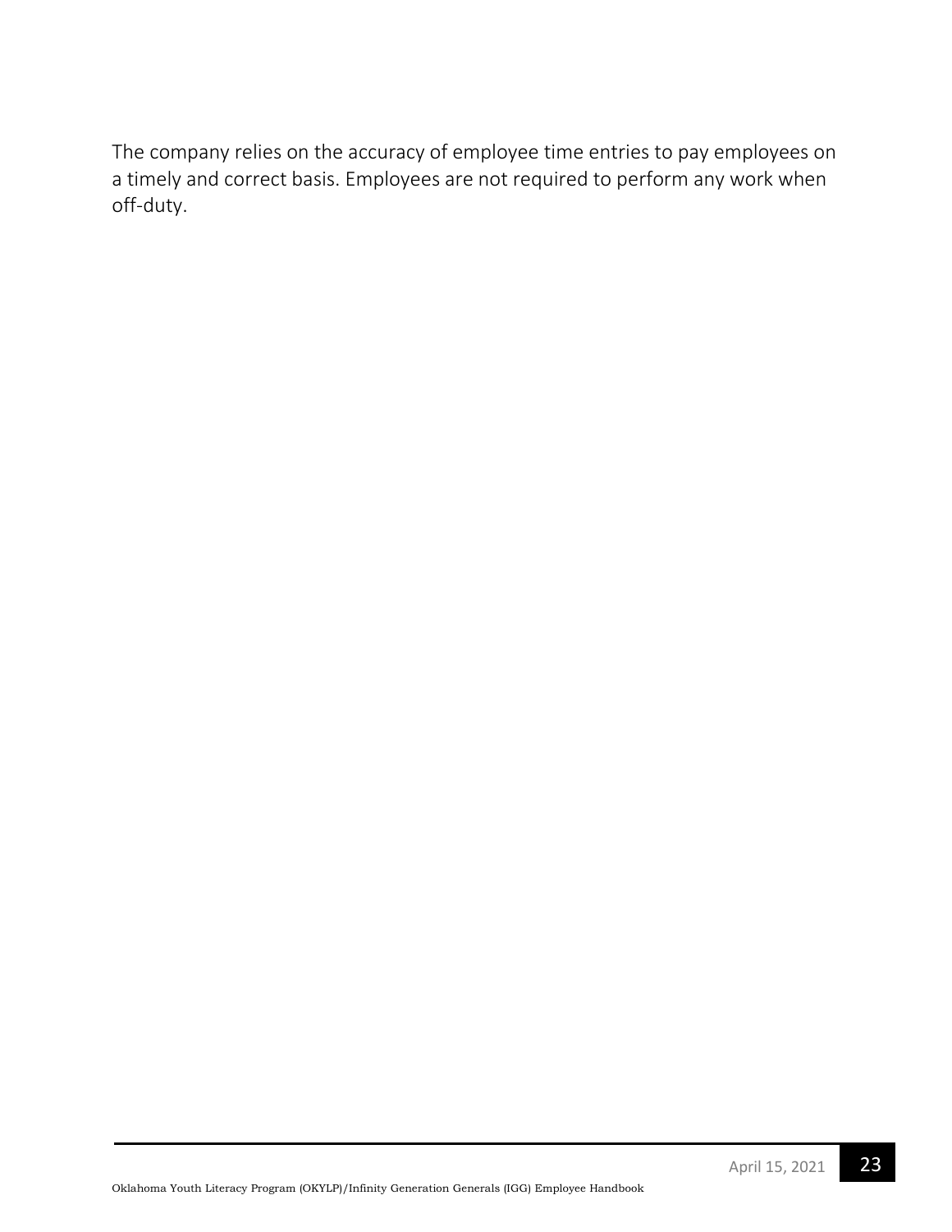The company relies on the accuracy of employee time entries to pay employees on a timely and correct basis. Employees are not required to perform any work when off-duty.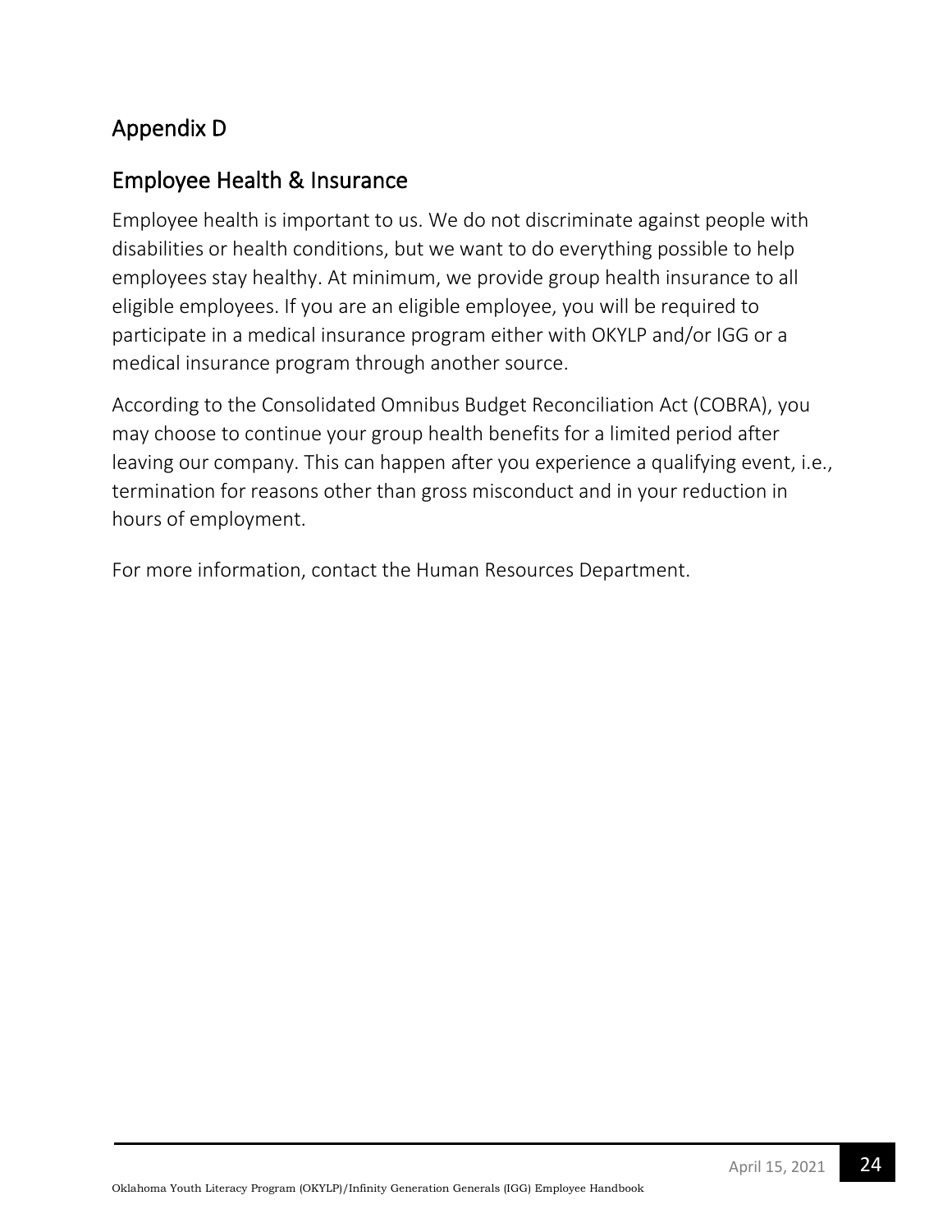## Appendix D

## Employee Health & Insurance

Employee health is important to us. We do not discriminate against people with disabilities or health conditions, but we want to do everything possible to help employees stay healthy. At minimum, we provide group health insurance to all eligible employees. If you are an eligible employee, you will be required to participate in a medical insurance program either with OKYLP and/or IGG or a medical insurance program through another source.

According to the Consolidated Omnibus Budget Reconciliation Act (COBRA), you may choose to continue your group health benefits for a limited period after leaving our company. This can happen after you experience a qualifying event, i.e., termination for reasons other than gross misconduct and in your reduction in hours of employment.

For more information, contact the Human Resources Department.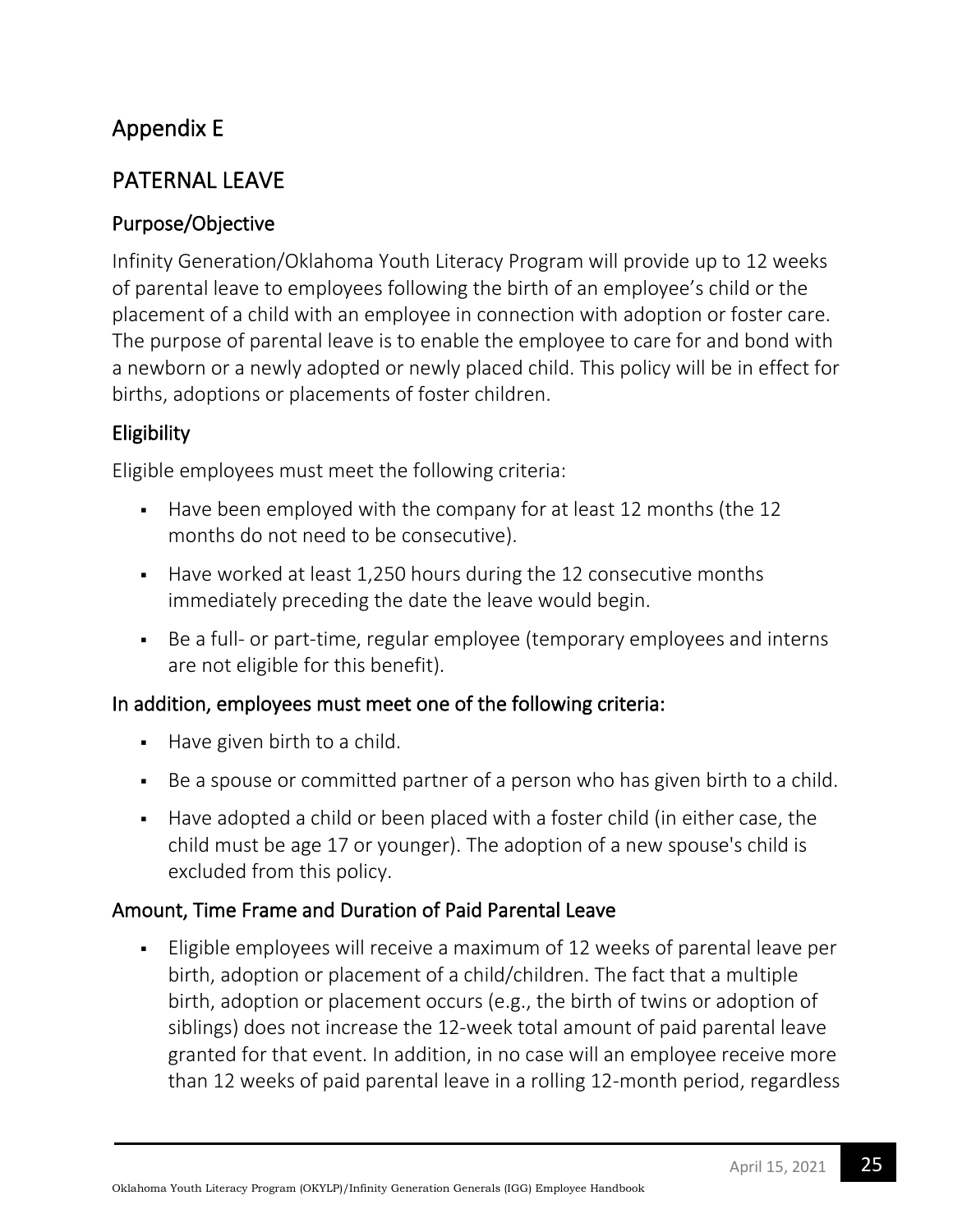# Appendix E

## PATERNAL LEAVE

### Purpose/Objective

Infinity Generation/Oklahoma Youth Literacy Program will provide up to 12 weeks of parental leave to employees following the birth of an employee's child or the placement of a child with an employee in connection with adoption or foster care. The purpose of parental leave is to enable the employee to care for and bond with a newborn or a newly adopted or newly placed child. This policy will be in effect for births, adoptions or placements of foster children.

### Eligibility

Eligible employees must meet the following criteria:

- Have been employed with the company for at least 12 months (the 12 months do not need to be consecutive).
- Have worked at least 1,250 hours during the 12 consecutive months immediately preceding the date the leave would begin.
- Be a full- or part-time, regular employee (temporary employees and interns are not eligible for this benefit).

### In addition, employees must meet one of the following criteria:

- Have given birth to a child.
- Be a spouse or committed partner of a person who has given birth to a child.
- Have adopted a child or been placed with a foster child (in either case, the child must be age 17 or younger). The adoption of a new spouse's child is excluded from this policy.

### Amount, Time Frame and Duration of Paid Parental Leave

- Eligible employees will receive a maximum of 12 weeks of parental leave per birth, adoption or placement of a child/children. The fact that a multiple birth, adoption or placement occurs (e.g., the birth of twins or adoption of siblings) does not increase the 12-week total amount of paid parental leave granted for that event. In addition, in no case will an employee receive more than 12 weeks of paid parental leave in a rolling 12-month period, regardless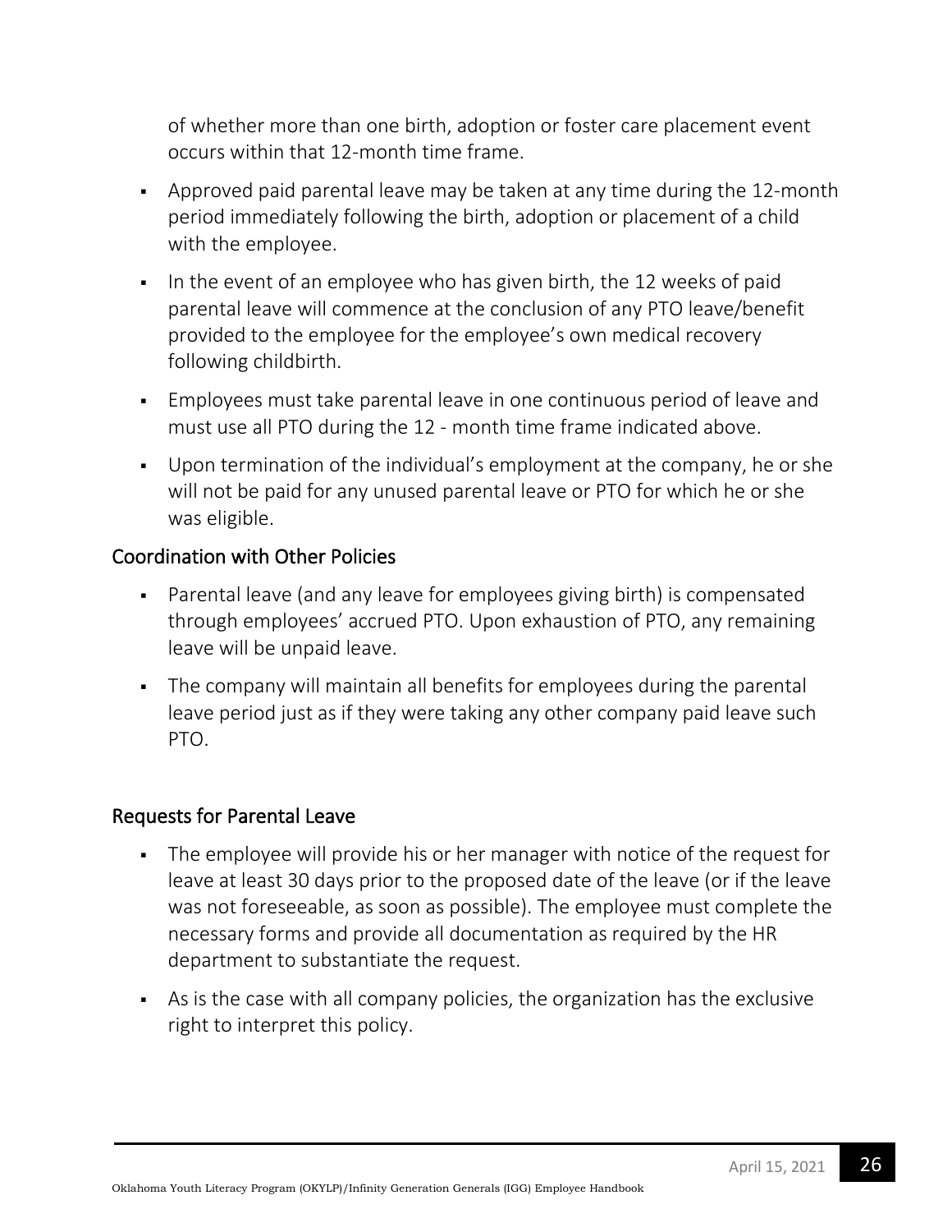of whether more than one birth, adoption or foster care placement event occurs within that 12-month time frame.

- Approved paid parental leave may be taken at any time during the 12-month period immediately following the birth, adoption or placement of a child with the employee.
- In the event of an employee who has given birth, the 12 weeks of paid parental leave will commence at the conclusion of any PTO leave/benefit provided to the employee for the employee's own medical recovery following childbirth.
- Employees must take parental leave in one continuous period of leave and must use all PTO during the 12 - month time frame indicated above.
- Upon termination of the individual's employment at the company, he or she will not be paid for any unused parental leave or PTO for which he or she was eligible.

### Coordination with Other Policies

- Parental leave (and any leave for employees giving birth) is compensated through employees' accrued PTO. Upon exhaustion of PTO, any remaining leave will be unpaid leave.
- The company will maintain all benefits for employees during the parental leave period just as if they were taking any other company paid leave such PTO.

### Requests for Parental Leave

- The employee will provide his or her manager with notice of the request for leave at least 30 days prior to the proposed date of the leave (or if the leave was not foreseeable, as soon as possible). The employee must complete the necessary forms and provide all documentation as required by the HR department to substantiate the request.
- As is the case with all company policies, the organization has the exclusive right to interpret this policy.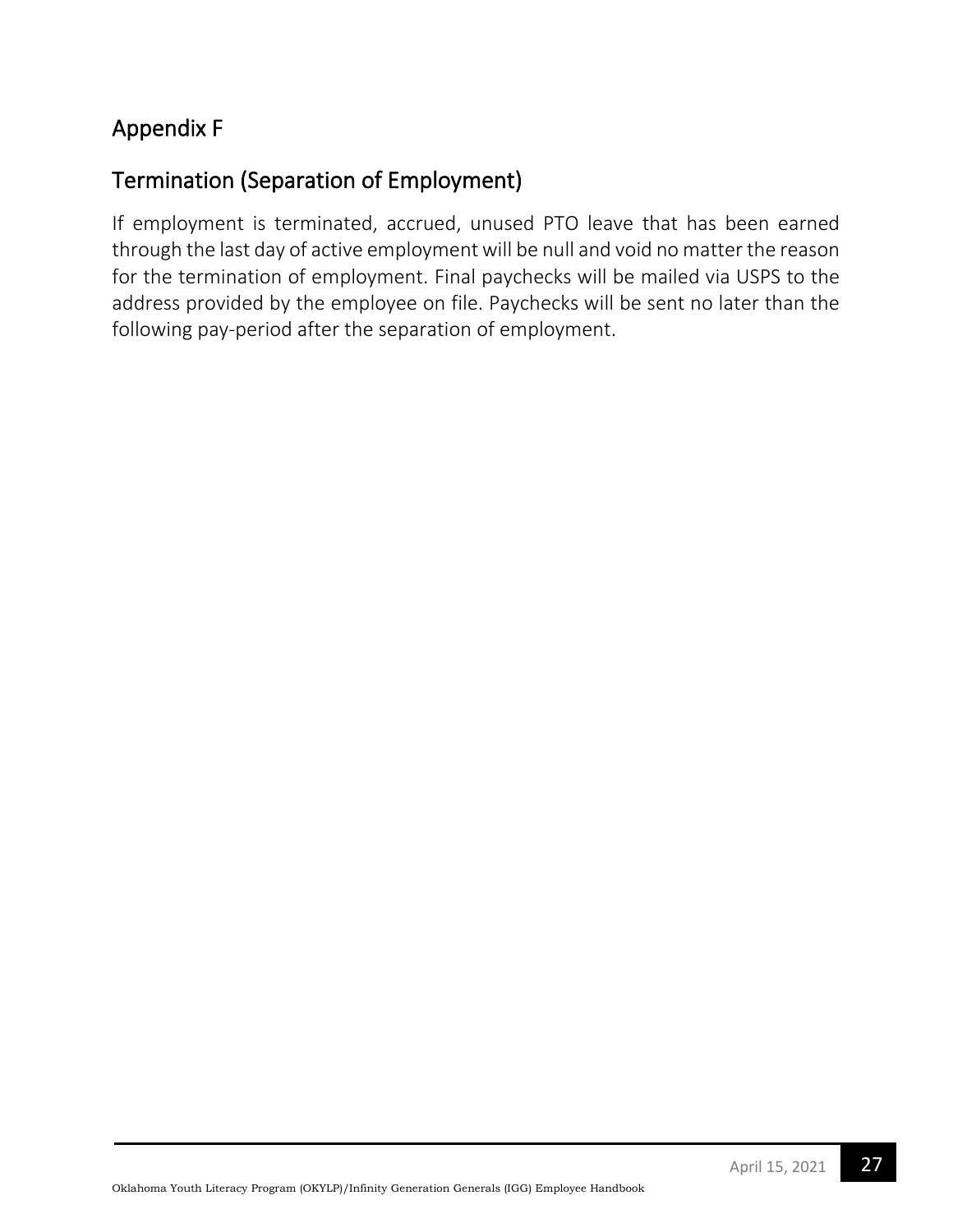## Appendix F

## Termination (Separation of Employment)

If employment is terminated, accrued, unused PTO leave that has been earned through the last day of active employment will be null and void no matter the reason for the termination of employment. Final paychecks will be mailed via USPS to the address provided by the employee on file. Paychecks will be sent no later than the following pay-period after the separation of employment.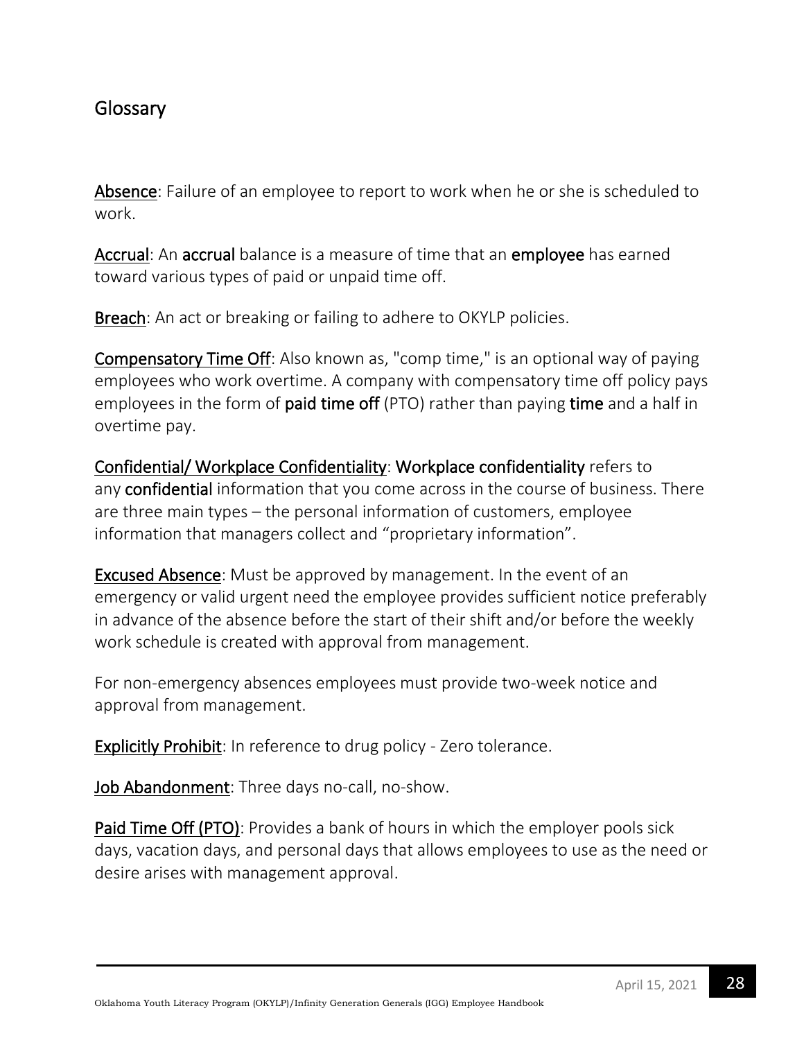## Glossary

**Absence**: Failure of an employee to report to work when he or she is scheduled to work.

**Accrual**: An **accrual** balance is a measure of time that an **employee** has earned toward various types of paid or unpaid time off.

**Breach**: An act or breaking or failing to adhere to OKYLP policies.

**Compensatory Time Off**: Also known as, "comp time," is an optional way of paying employees who work overtime. A company with compensatory time off policy pays employees in the form of **paid time off** (PTO) rather than paying **time** and a half in overtime pay.

**Confidential/ Workplace Confidentiality**: **Workplace confidentiality** refers to any **confidential** information that you come across in the course of business. There are three main types – the personal information of customers, employee information that managers collect and "proprietary information".

**Excused Absence**: Must be approved by management. In the event of an emergency or valid urgent need the employee provides sufficient notice preferably in advance of the absence before the start of their shift and/or before the weekly work schedule is created with approval from management.

For non-emergency absences employees must provide two-week notice and approval from management.

**Explicitly Prohibit**: In reference to drug policy - Zero tolerance.

**Job Abandonment**: Three days no-call, no-show.

**Paid Time Off (PTO)**: Provides a bank of hours in which the employer pools sick days, vacation days, and personal days that allows employees to use as the need or desire arises with management approval.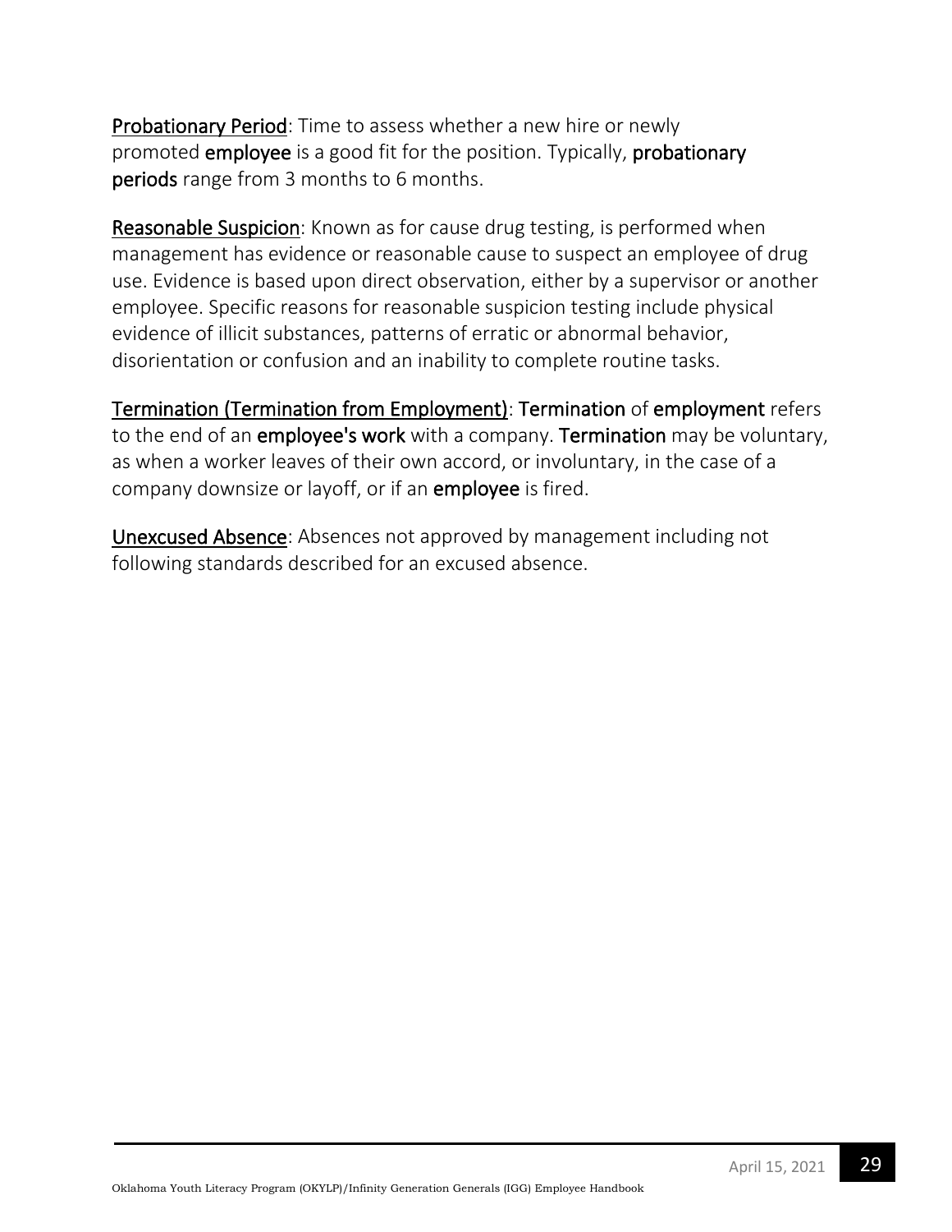<u>**Probationary Period**</u>: Time to assess whether a new hire or newly promoted **employee** is a good fit for the position. Typically, **probationary periods** range from 3 months to 6 months.

<u>**Reasonable Suspicion**</u>: Known as for cause drug testing, is performed when management has evidence or reasonable cause to suspect an employee of drug use. Evidence is based upon direct observation, either by a supervisor or another employee. Specific reasons for reasonable suspicion testing include physical evidence of illicit substances, patterns of erratic or abnormal behavior, disorientation or confusion and an inability to complete routine tasks.

<u>**Termination (Termination from Employment)**</u>: **Termination** of **employment** refers to the end of an **employee's work** with a company. **Termination** may be voluntary, as when a worker leaves of their own accord, or involuntary, in the case of a company downsize or layoff, or if an **employee** is fired.

<u>**Unexcused Absence**</u>: Absences not approved by management including not following standards described for an excused absence.